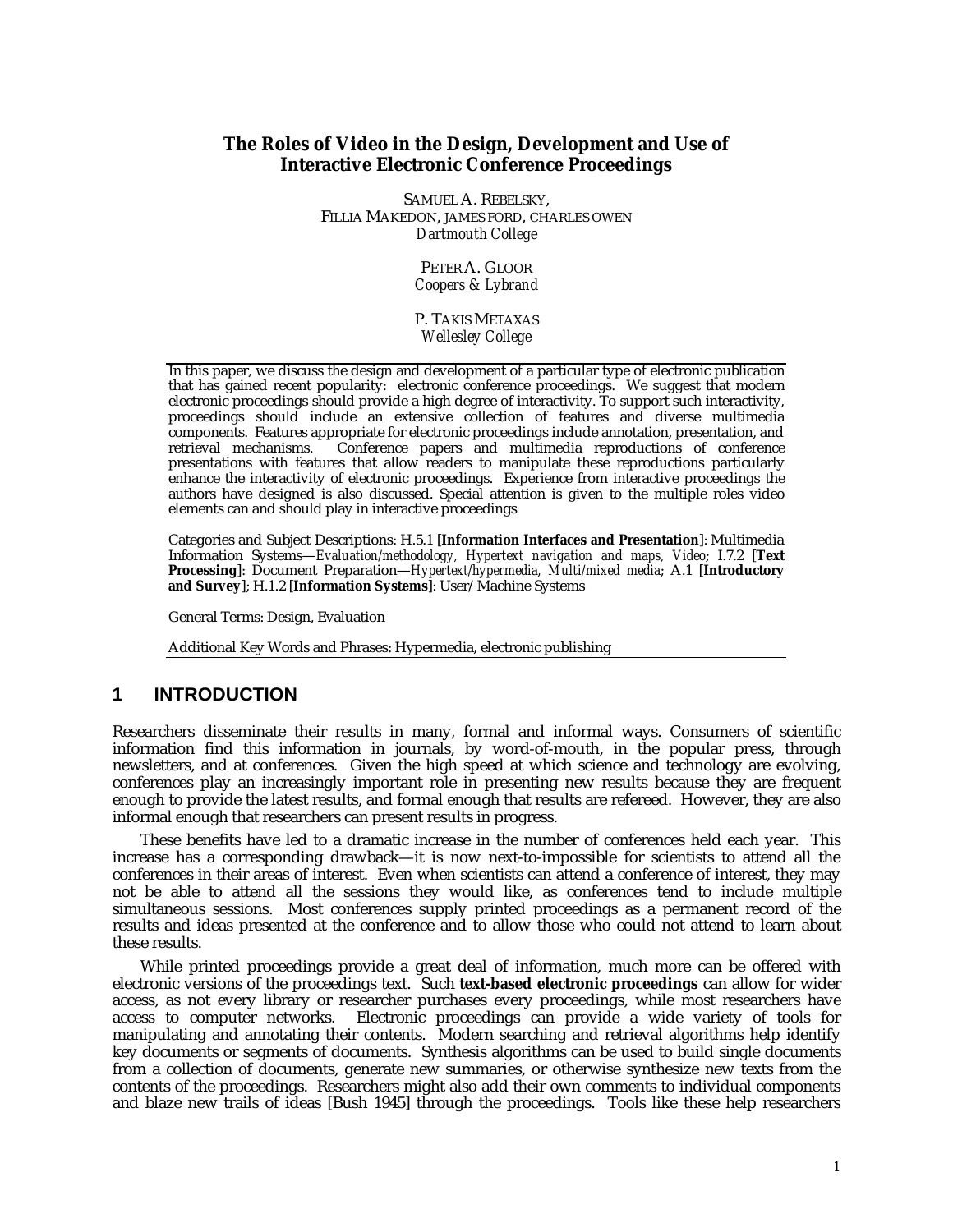# The Roles of Video in the Design, Development and Use of Interactive Electronic Conference Proceedings

SAMUEL A. REBELSKY,
FILLIA MAKEDON, JAMES FORD, CHARLES OWEN
*Dartmouth College*

PETER A. GLOOR
*Coopers & Lybrand*

P. TAKIS METAXAS
*Wellesley College*

In this paper, we discuss the design and development of a particular type of electronic publication that has gained recent popularity: electronic conference proceedings. We suggest that modern electronic proceedings should provide a high degree of interactivity. To support such interactivity, proceedings should include an extensive collection of features and diverse multimedia components. Features appropriate for electronic proceedings include annotation, presentation, and retrieval mechanisms. Conference papers and multimedia reproductions of conference presentations with features that allow readers to manipulate these reproductions particularly enhance the interactivity of electronic proceedings. Experience from interactive proceedings the authors have designed is also discussed. Special attention is given to the multiple roles video elements can and should play in interactive proceedings

Categories and Subject Descriptions: H.5.1 [**Information Interfaces and Presentation**]: Multimedia Information Systems—*Evaluation/methodology, Hypertext navigation and maps, Video*; I.7.2 [**Text Processing**]: Document Preparation—*Hypertext/hypermedia, Multi/mixed media*; A.1 [**Introductory and Survey**]; H.1.2 [**Information Systems**]: User/Machine Systems

General Terms: Design, Evaluation

Additional Key Words and Phrases: Hypermedia, electronic publishing

## 1 INTRODUCTION

Researchers disseminate their results in many, formal and informal ways. Consumers of scientific information find this information in journals, by word-of-mouth, in the popular press, through newsletters, and at conferences. Given the high speed at which science and technology are evolving, conferences play an increasingly important role in presenting new results because they are frequent enough to provide the latest results, and formal enough that results are refereed. However, they are also informal enough that researchers can present results in progress.

These benefits have led to a dramatic increase in the number of conferences held each year. This increase has a corresponding drawback—it is now next-to-impossible for scientists to attend all the conferences in their areas of interest. Even when scientists can attend a conference of interest, they may not be able to attend all the sessions they would like, as conferences tend to include multiple simultaneous sessions. Most conferences supply printed proceedings as a permanent record of the results and ideas presented at the conference and to allow those who could not attend to learn about these results.

While printed proceedings provide a great deal of information, much more can be offered with electronic versions of the proceedings text. Such **text-based electronic proceedings** can allow for wider access, as not every library or researcher purchases every proceedings, while most researchers have access to computer networks. Electronic proceedings can provide a wide variety of tools for manipulating and annotating their contents. Modern searching and retrieval algorithms help identify key documents or segments of documents. Synthesis algorithms can be used to build single documents from a collection of documents, generate new summaries, or otherwise synthesize new texts from the contents of the proceedings. Researchers might also add their own comments to individual components and blaze new trails of ideas [Bush 1945] through the proceedings. Tools like these help researchers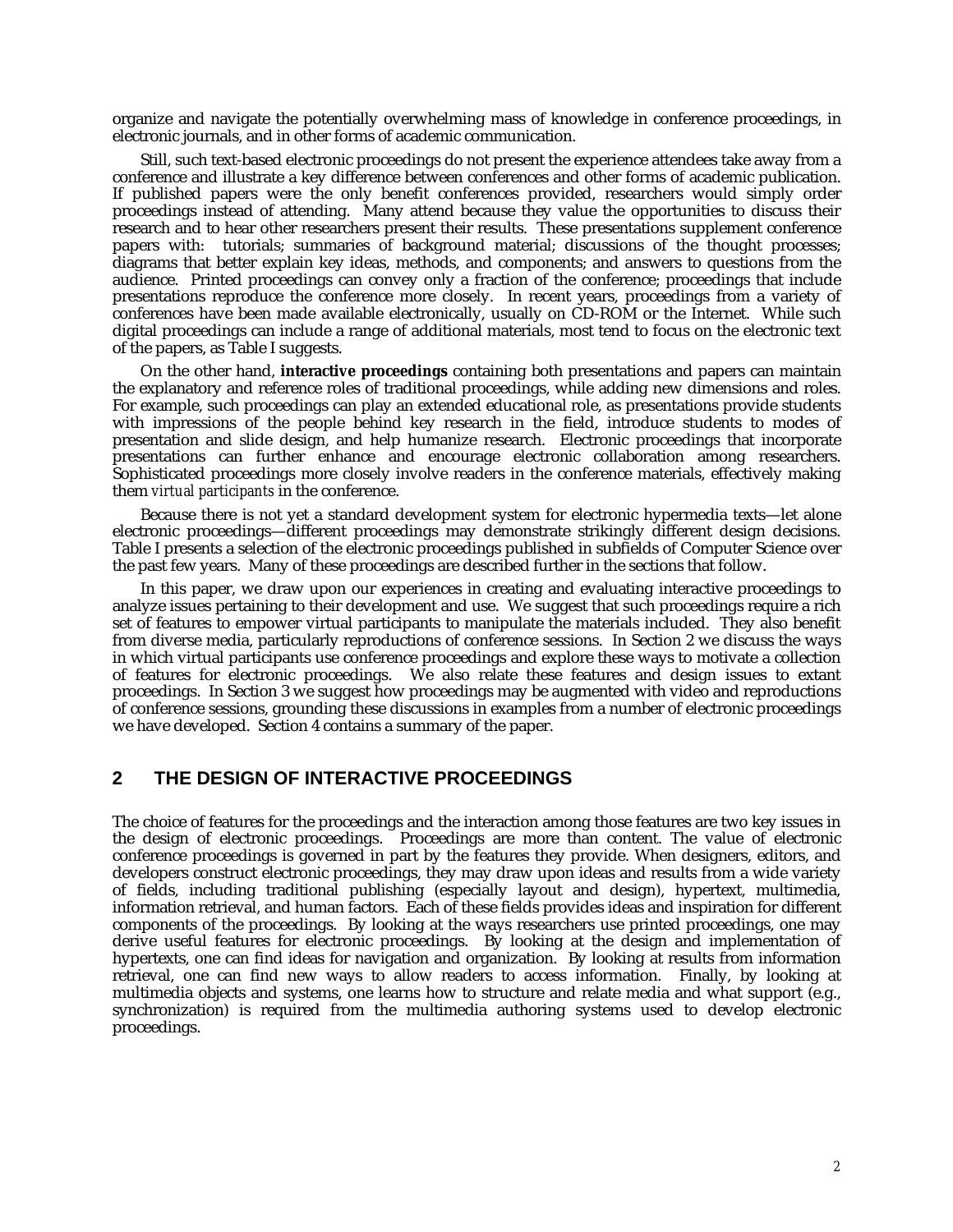organize and navigate the potentially overwhelming mass of knowledge in conference proceedings, in electronic journals, and in other forms of academic communication.

Still, such text-based electronic proceedings do not present the experience attendees take away from a conference and illustrate a key difference between conferences and other forms of academic publication. If published papers were the only benefit conferences provided, researchers would simply order proceedings instead of attending. Many attend because they value the opportunities to discuss their research and to hear other researchers present their results. These presentations supplement conference papers with: tutorials; summaries of background material; discussions of the thought processes; diagrams that better explain key ideas, methods, and components; and answers to questions from the audience. Printed proceedings can convey only a fraction of the conference; proceedings that include presentations reproduce the conference more closely. In recent years, proceedings from a variety of conferences have been made available electronically, usually on CD-ROM or the Internet. While such digital proceedings can include a range of additional materials, most tend to focus on the electronic text of the papers, as Table I suggests.

On the other hand, **interactive proceedings** containing both presentations and papers can maintain the explanatory and reference roles of traditional proceedings, while adding new dimensions and roles. For example, such proceedings can play an extended educational role, as presentations provide students with impressions of the people behind key research in the field, introduce students to modes of presentation and slide design, and help humanize research. Electronic proceedings that incorporate presentations can further enhance and encourage electronic collaboration among researchers. Sophisticated proceedings more closely involve readers in the conference materials, effectively making them *virtual participants* in the conference.

Because there is not yet a standard development system for electronic hypermedia texts—let alone electronic proceedings—different proceedings may demonstrate strikingly different design decisions. Table I presents a selection of the electronic proceedings published in subfields of Computer Science over the past few years. Many of these proceedings are described further in the sections that follow.

In this paper, we draw upon our experiences in creating and evaluating interactive proceedings to analyze issues pertaining to their development and use. We suggest that such proceedings require a rich set of features to empower virtual participants to manipulate the materials included. They also benefit from diverse media, particularly reproductions of conference sessions. In Section 2 we discuss the ways in which virtual participants use conference proceedings and explore these ways to motivate a collection of features for electronic proceedings. We also relate these features and design issues to extant proceedings. In Section 3 we suggest how proceedings may be augmented with video and reproductions of conference sessions, grounding these discussions in examples from a number of electronic proceedings we have developed. Section 4 contains a summary of the paper.

## 2 THE DESIGN OF INTERACTIVE PROCEEDINGS

The choice of features for the proceedings and the interaction among those features are two key issues in the design of electronic proceedings. Proceedings are more than content. The value of electronic conference proceedings is governed in part by the features they provide. When designers, editors, and developers construct electronic proceedings, they may draw upon ideas and results from a wide variety of fields, including traditional publishing (especially layout and design), hypertext, multimedia, information retrieval, and human factors. Each of these fields provides ideas and inspiration for different components of the proceedings. By looking at the ways researchers use printed proceedings, one may derive useful features for electronic proceedings. By looking at the design and implementation of hypertexts, one can find ideas for navigation and organization. By looking at results from information retrieval, one can find new ways to allow readers to access information. Finally, by looking at multimedia objects and systems, one learns how to structure and relate media and what support (e.g., synchronization) is required from the multimedia authoring systems used to develop electronic proceedings.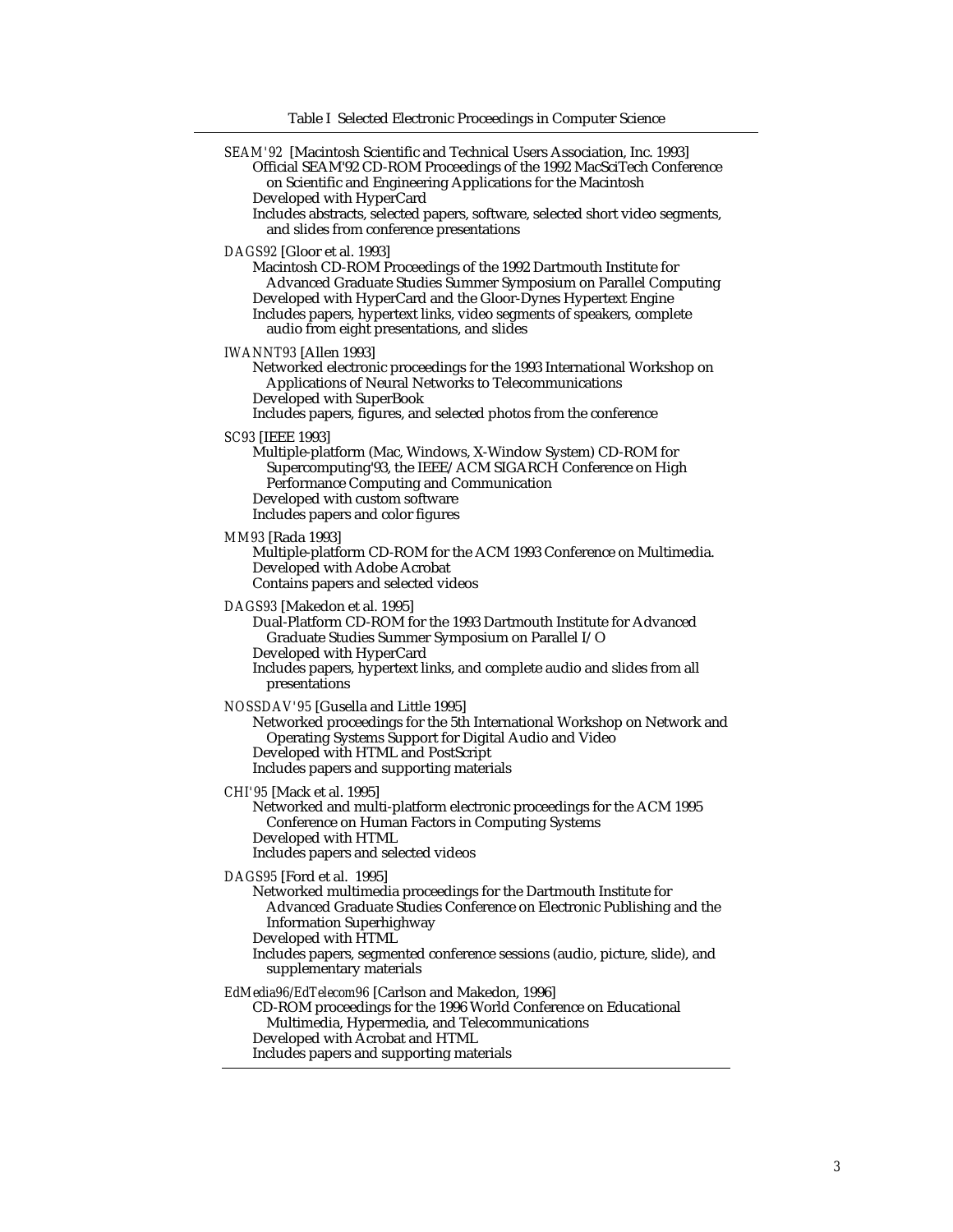Table I Selected Electronic Proceedings in Computer Science

*SEAM'92* [Macintosh Scientific and Technical Users Association, Inc. 1993]
Official SEAM'92 CD-ROM Proceedings of the 1992 MacSciTech Conference on Scientific and Engineering Applications for the Macintosh
Developed with HyperCard
Includes abstracts, selected papers, software, selected short video segments, and slides from conference presentations

*DAGS92* [Gloor et al. 1993]
Macintosh CD-ROM Proceedings of the 1992 Dartmouth Institute for Advanced Graduate Studies Summer Symposium on Parallel Computing
Developed with HyperCard and the Gloor-Dynes Hypertext Engine
Includes papers, hypertext links, video segments of speakers, complete audio from eight presentations, and slides

*IWANNT93* [Allen 1993]
Networked electronic proceedings for the 1993 International Workshop on Applications of Neural Networks to Telecommunications
Developed with SuperBook
Includes papers, figures, and selected photos from the conference

*SC93* [IEEE 1993]
Multiple-platform (Mac, Windows, X-Window System) CD-ROM for Supercomputing'93, the IEEE/ACM SIGARCH Conference on High Performance Computing and Communication
Developed with custom software
Includes papers and color figures

*MM93* [Rada 1993]
Multiple-platform CD-ROM for the ACM 1993 Conference on Multimedia.
Developed with Adobe Acrobat
Contains papers and selected videos

*DAGS93* [Makedon et al. 1995]
Dual-Platform CD-ROM for the 1993 Dartmouth Institute for Advanced Graduate Studies Summer Symposium on Parallel I/O
Developed with HyperCard
Includes papers, hypertext links, and complete audio and slides from all presentations

*NOSSDAV'95* [Gusella and Little 1995]
Networked proceedings for the 5th International Workshop on Network and Operating Systems Support for Digital Audio and Video
Developed with HTML and PostScript
Includes papers and supporting materials

*CHI'95* [Mack et al. 1995]
Networked and multi-platform electronic proceedings for the ACM 1995 Conference on Human Factors in Computing Systems
Developed with HTML
Includes papers and selected videos

*DAGS95* [Ford et al. 1995]
Networked multimedia proceedings for the Dartmouth Institute for Advanced Graduate Studies Conference on Electronic Publishing and the Information Superhighway
Developed with HTML
Includes papers, segmented conference sessions (audio, picture, slide), and supplementary materials

*EdMedia96/EdTelecom96* [Carlson and Makedon, 1996]
CD-ROM proceedings for the 1996 World Conference on Educational Multimedia, Hypermedia, and Telecommunications
Developed with Acrobat and HTML
Includes papers and supporting materials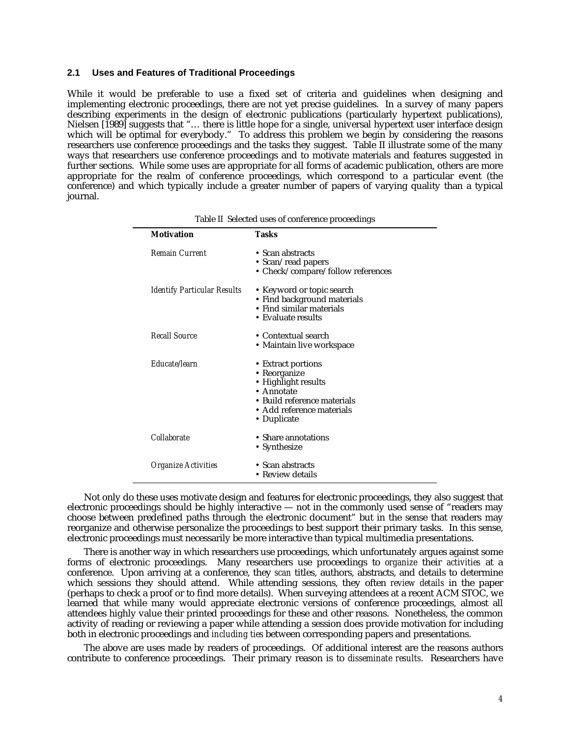### 2.1 Uses and Features of Traditional Proceedings

While it would be preferable to use a fixed set of criteria and guidelines when designing and implementing electronic proceedings, there are not yet precise guidelines. In a survey of many papers describing experiments in the design of electronic publications (particularly hypertext publications), Nielsen [1989] suggests that "… there is little hope for a single, universal hypertext user interface design which will be optimal for everybody." To address this problem we begin by considering the reasons researchers use conference proceedings and the tasks they suggest. Table II illustrate some of the many ways that researchers use conference proceedings and to motivate materials and features suggested in further sections. While some uses are appropriate for all forms of academic publication, others are more appropriate for the realm of conference proceedings, which correspond to a particular event (the conference) and which typically include a greater number of papers of varying quality than a typical journal.

Table II Selected uses of conference proceedings

| Motivation | Tasks |
|---|---|
| *Remain Current* | • Scan abstracts<br>• Scan/read papers<br>• Check/compare/follow references |
| *Identify Particular Results* | • Keyword or topic search<br>• Find background materials<br>• Find similar materials<br>• Evaluate results |
| *Recall Source* | • Contextual search<br>• Maintain live workspace |
| *Educate/learn* | • Extract portions<br>• Reorganize<br>• Highlight results<br>• Annotate<br>• Build reference materials<br>• Add reference materials<br>• Duplicate |
| *Collaborate* | • Share annotations<br>• Synthesize |
| *Organize Activities* | • Scan abstracts<br>• Review details |

Not only do these uses motivate design and features for electronic proceedings, they also suggest that electronic proceedings should be highly interactive — not in the commonly used sense of "readers may choose between predefined paths through the electronic document" but in the sense that readers may reorganize and otherwise personalize the proceedings to best support their primary tasks. In this sense, electronic proceedings must necessarily be more interactive than typical multimedia presentations.

There is another way in which researchers use proceedings, which unfortunately argues against some forms of electronic proceedings. Many researchers use proceedings to *organize* their *activities* at a conference. Upon arriving at a conference, they *scan* titles, authors, abstracts, and details to determine which sessions they should attend. While attending sessions, they often *review details* in the paper (perhaps to check a proof or to find more details). When surveying attendees at a recent ACM STOC, we learned that while many would appreciate electronic versions of conference proceedings, almost all attendees highly value their printed proceedings for these and other reasons. Nonetheless, the common activity of reading or reviewing a paper while attending a session does provide motivation for including both in electronic proceedings and *including ties* between corresponding papers and presentations.

The above are uses made by readers of proceedings. Of additional interest are the reasons authors contribute to conference proceedings. Their primary reason is to *disseminate results*. Researchers have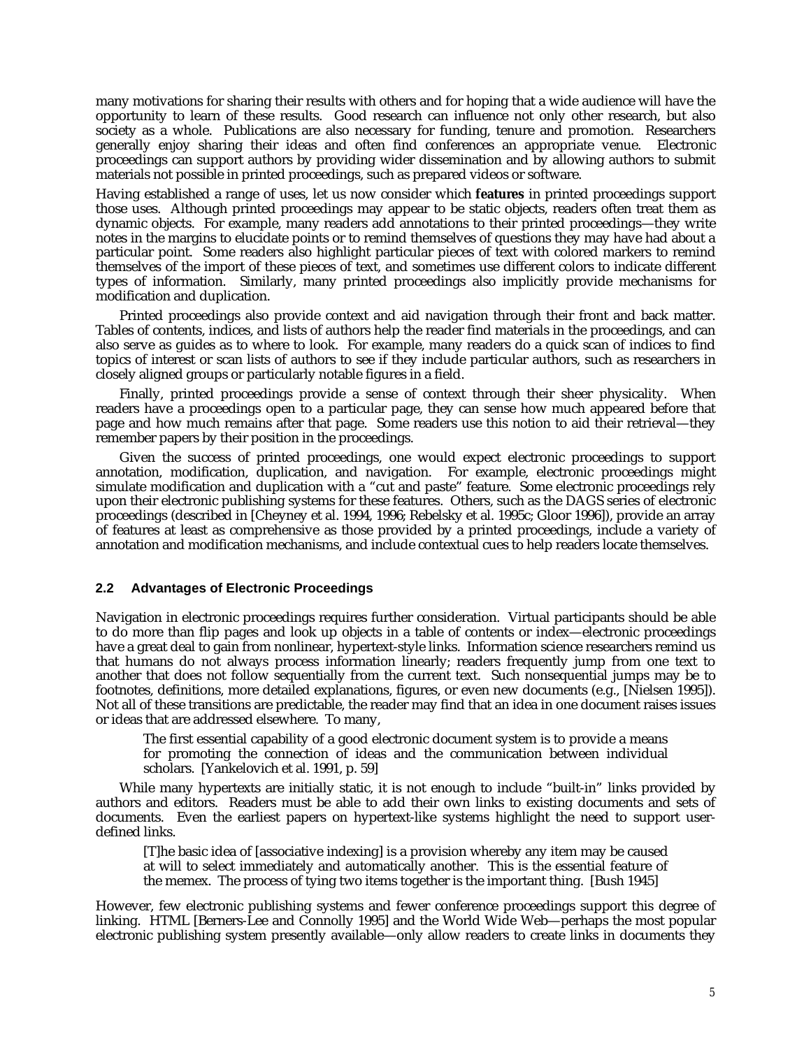many motivations for sharing their results with others and for hoping that a wide audience will have the opportunity to learn of these results. Good research can influence not only other research, but also society as a whole. Publications are also necessary for funding, tenure and promotion. Researchers generally enjoy sharing their ideas and often find conferences an appropriate venue. Electronic proceedings can support authors by providing wider dissemination and by allowing authors to submit materials not possible in printed proceedings, such as prepared videos or software.

Having established a range of uses, let us now consider which **features** in printed proceedings support those uses. Although printed proceedings may appear to be static objects, readers often treat them as dynamic objects. For example, many readers add annotations to their printed proceedings—they write notes in the margins to elucidate points or to remind themselves of questions they may have had about a particular point. Some readers also highlight particular pieces of text with colored markers to remind themselves of the import of these pieces of text, and sometimes use different colors to indicate different types of information. Similarly, many printed proceedings also implicitly provide mechanisms for modification and duplication.

Printed proceedings also provide context and aid navigation through their front and back matter. Tables of contents, indices, and lists of authors help the reader find materials in the proceedings, and can also serve as guides as to where to look. For example, many readers do a quick scan of indices to find topics of interest or scan lists of authors to see if they include particular authors, such as researchers in closely aligned groups or particularly notable figures in a field.

Finally, printed proceedings provide a sense of context through their sheer physicality. When readers have a proceedings open to a particular page, they can sense how much appeared before that page and how much remains after that page. Some readers use this notion to aid their retrieval—they remember papers by their position in the proceedings.

Given the success of printed proceedings, one would expect electronic proceedings to support annotation, modification, duplication, and navigation. For example, electronic proceedings might simulate modification and duplication with a "cut and paste" feature. Some electronic proceedings rely upon their electronic publishing systems for these features. Others, such as the DAGS series of electronic proceedings (described in [Cheyney et al. 1994, 1996; Rebelsky et al. 1995c; Gloor 1996]), provide an array of features at least as comprehensive as those provided by a printed proceedings, include a variety of annotation and modification mechanisms, and include contextual cues to help readers locate themselves.

### 2.2 Advantages of Electronic Proceedings

Navigation in electronic proceedings requires further consideration. Virtual participants should be able to do more than flip pages and look up objects in a table of contents or index—electronic proceedings have a great deal to gain from nonlinear, hypertext-style links. Information science researchers remind us that humans do not always process information linearly; readers frequently jump from one text to another that does not follow sequentially from the current text. Such nonsequential jumps may be to footnotes, definitions, more detailed explanations, figures, or even new documents (e.g., [Nielsen 1995]). Not all of these transitions are predictable, the reader may find that an idea in one document raises issues or ideas that are addressed elsewhere. To many,

> The first essential capability of a good electronic document system is to provide a means for promoting the connection of ideas and the communication between individual scholars. [Yankelovich et al. 1991, p. 59]

While many hypertexts are initially static, it is not enough to include "built-in" links provided by authors and editors. Readers must be able to add their own links to existing documents and sets of documents. Even the earliest papers on hypertext-like systems highlight the need to support user-defined links.

> [T]he basic idea of [associative indexing] is a provision whereby any item may be caused at will to select immediately and automatically another. This is the essential feature of the memex. The process of tying two items together is the important thing. [Bush 1945]

However, few electronic publishing systems and fewer conference proceedings support this degree of linking. HTML [Berners-Lee and Connolly 1995] and the World Wide Web—perhaps the most popular electronic publishing system presently available—only allow readers to create links in documents they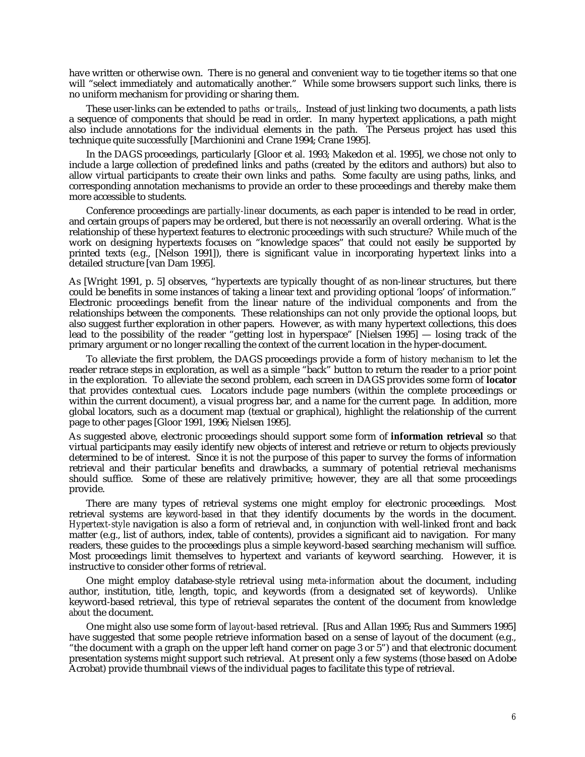have written or otherwise own. There is no general and convenient way to tie together items so that one will "select immediately and automatically another." While some browsers support such links, there is no uniform mechanism for providing or sharing them.

These user-links can be extended to *paths* or *trails*,. Instead of just linking two documents, a path lists a sequence of components that should be read in order. In many hypertext applications, a path might also include annotations for the individual elements in the path. The Perseus project has used this technique quite successfully [Marchionini and Crane 1994; Crane 1995].

In the DAGS proceedings, particularly [Gloor et al. 1993; Makedon et al. 1995], we chose not only to include a large collection of predefined links and paths (created by the editors and authors) but also to allow virtual participants to create their own links and paths. Some faculty are using paths, links, and corresponding annotation mechanisms to provide an order to these proceedings and thereby make them more accessible to students.

Conference proceedings are *partially-linear* documents, as each paper is intended to be read in order, and certain groups of papers may be ordered, but there is not necessarily an overall ordering. What is the relationship of these hypertext features to electronic proceedings with such structure? While much of the work on designing hypertexts focuses on "knowledge spaces" that could not easily be supported by printed texts (e.g., [Nelson 1991]), there is significant value in incorporating hypertext links into a detailed structure [van Dam 1995].

As [Wright 1991, p. 5] observes, "hypertexts are typically thought of as non-linear structures, but there could be benefits in some instances of taking a linear text and providing optional 'loops' of information." Electronic proceedings benefit from the linear nature of the individual components and from the relationships between the components. These relationships can not only provide the optional loops, but also suggest further exploration in other papers. However, as with many hypertext collections, this does lead to the possibility of the reader "getting lost in hyperspace" [Nielsen 1995] — losing track of the primary argument or no longer recalling the context of the current location in the hyper-document.

To alleviate the first problem, the DAGS proceedings provide a form of *history mechanism* to let the reader retrace steps in exploration, as well as a simple "back" button to return the reader to a prior point in the exploration. To alleviate the second problem, each screen in DAGS provides some form of **locator** that provides contextual cues. Locators include page numbers (within the complete proceedings or within the current document), a visual progress bar, and a name for the current page. In addition, more global locators, such as a document map (textual or graphical), highlight the relationship of the current page to other pages [Gloor 1991, 1996; Nielsen 1995].

As suggested above, electronic proceedings should support some form of **information retrieval** so that virtual participants may easily identify new objects of interest and retrieve or return to objects previously determined to be of interest. Since it is not the purpose of this paper to survey the forms of information retrieval and their particular benefits and drawbacks, a summary of potential retrieval mechanisms should suffice. Some of these are relatively primitive; however, they are all that some proceedings provide.

There are many types of retrieval systems one might employ for electronic proceedings. Most retrieval systems are *keyword-based* in that they identify documents by the words in the document. *Hypertext-style* navigation is also a form of retrieval and, in conjunction with well-linked front and back matter (e.g., list of authors, index, table of contents), provides a significant aid to navigation. For many readers, these guides to the proceedings plus a simple keyword-based searching mechanism will suffice. Most proceedings limit themselves to hypertext and variants of keyword searching. However, it is instructive to consider other forms of retrieval.

One might employ database-style retrieval using *meta-information* about the document, including author, institution, title, length, topic, and keywords (from a designated set of keywords). Unlike keyword-based retrieval, this type of retrieval separates the content of the document from knowledge *about* the document.

One might also use some form of *layout-based* retrieval. [Rus and Allan 1995; Rus and Summers 1995] have suggested that some people retrieve information based on a sense of layout of the document (e.g., "the document with a graph on the upper left hand corner on page 3 or 5") and that electronic document presentation systems might support such retrieval. At present only a few systems (those based on Adobe Acrobat) provide thumbnail views of the individual pages to facilitate this type of retrieval.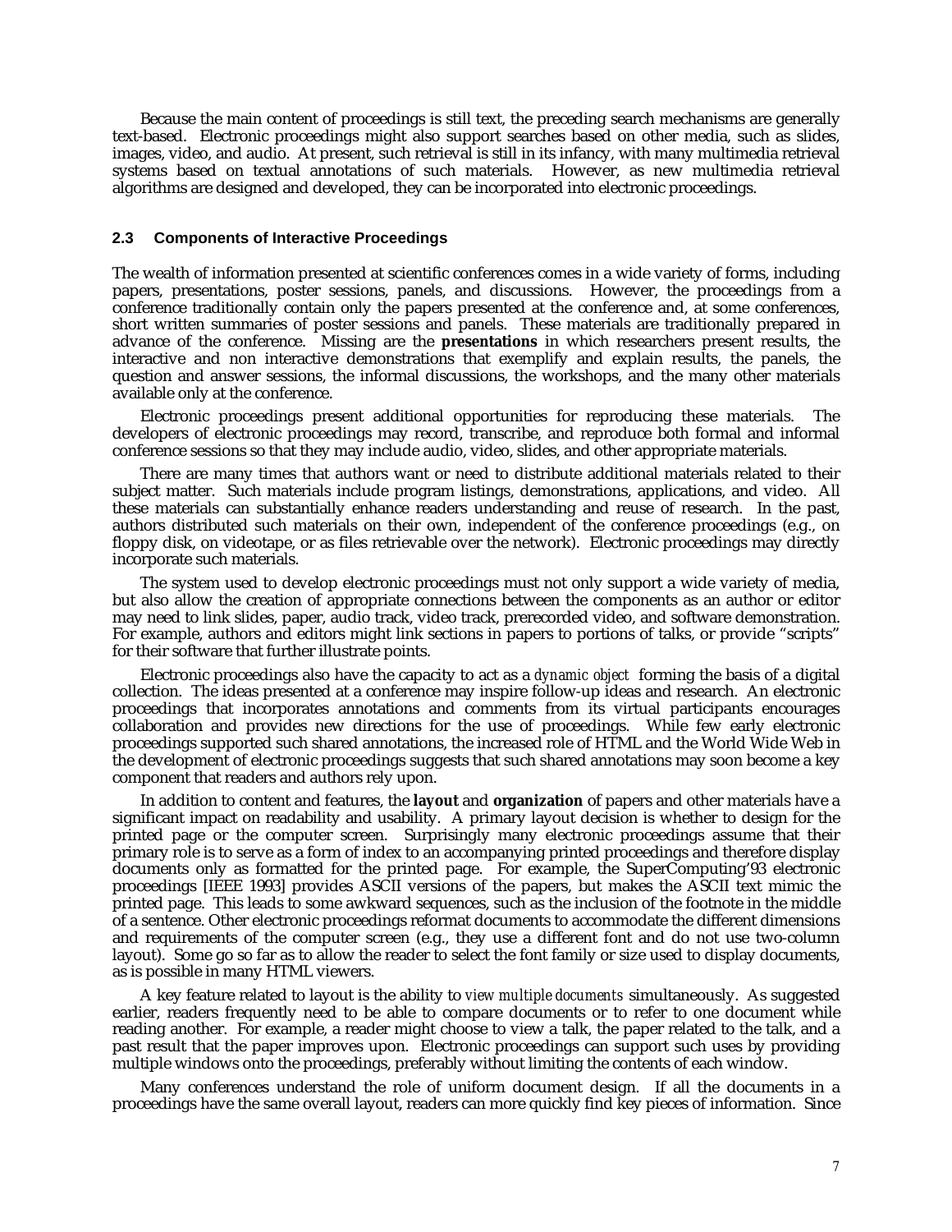Because the main content of proceedings is still text, the preceding search mechanisms are generally text-based. Electronic proceedings might also support searches based on other media, such as slides, images, video, and audio. At present, such retrieval is still in its infancy, with many multimedia retrieval systems based on textual annotations of such materials. However, as new multimedia retrieval algorithms are designed and developed, they can be incorporated into electronic proceedings.

### 2.3 Components of Interactive Proceedings

The wealth of information presented at scientific conferences comes in a wide variety of forms, including papers, presentations, poster sessions, panels, and discussions. However, the proceedings from a conference traditionally contain only the papers presented at the conference and, at some conferences, short written summaries of poster sessions and panels. These materials are traditionally prepared in advance of the conference. Missing are the **presentations** in which researchers present results, the interactive and non interactive demonstrations that exemplify and explain results, the panels, the question and answer sessions, the informal discussions, the workshops, and the many other materials available only at the conference.

Electronic proceedings present additional opportunities for reproducing these materials. The developers of electronic proceedings may record, transcribe, and reproduce both formal and informal conference sessions so that they may include audio, video, slides, and other appropriate materials.

There are many times that authors want or need to distribute additional materials related to their subject matter. Such materials include program listings, demonstrations, applications, and video. All these materials can substantially enhance readers understanding and reuse of research. In the past, authors distributed such materials on their own, independent of the conference proceedings (e.g., on floppy disk, on videotape, or as files retrievable over the network). Electronic proceedings may directly incorporate such materials.

The system used to develop electronic proceedings must not only support a wide variety of media, but also allow the creation of appropriate connections between the components as an author or editor may need to link slides, paper, audio track, video track, prerecorded video, and software demonstration. For example, authors and editors might link sections in papers to portions of talks, or provide "scripts" for their software that further illustrate points.

Electronic proceedings also have the capacity to act as a *dynamic object* forming the basis of a digital collection. The ideas presented at a conference may inspire follow-up ideas and research. An electronic proceedings that incorporates annotations and comments from its virtual participants encourages collaboration and provides new directions for the use of proceedings. While few early electronic proceedings supported such shared annotations, the increased role of HTML and the World Wide Web in the development of electronic proceedings suggests that such shared annotations may soon become a key component that readers and authors rely upon.

In addition to content and features, the **layout** and **organization** of papers and other materials have a significant impact on readability and usability. A primary layout decision is whether to design for the printed page or the computer screen. Surprisingly many electronic proceedings assume that their primary role is to serve as a form of index to an accompanying printed proceedings and therefore display documents only as formatted for the printed page. For example, the SuperComputing'93 electronic proceedings [IEEE 1993] provides ASCII versions of the papers, but makes the ASCII text mimic the printed page. This leads to some awkward sequences, such as the inclusion of the footnote in the middle of a sentence. Other electronic proceedings reformat documents to accommodate the different dimensions and requirements of the computer screen (e.g., they use a different font and do not use two-column layout). Some go so far as to allow the reader to select the font family or size used to display documents, as is possible in many HTML viewers.

A key feature related to layout is the ability to *view multiple documents* simultaneously. As suggested earlier, readers frequently need to be able to compare documents or to refer to one document while reading another. For example, a reader might choose to view a talk, the paper related to the talk, and a past result that the paper improves upon. Electronic proceedings can support such uses by providing multiple windows onto the proceedings, preferably without limiting the contents of each window.

Many conferences understand the role of uniform document design. If all the documents in a proceedings have the same overall layout, readers can more quickly find key pieces of information. Since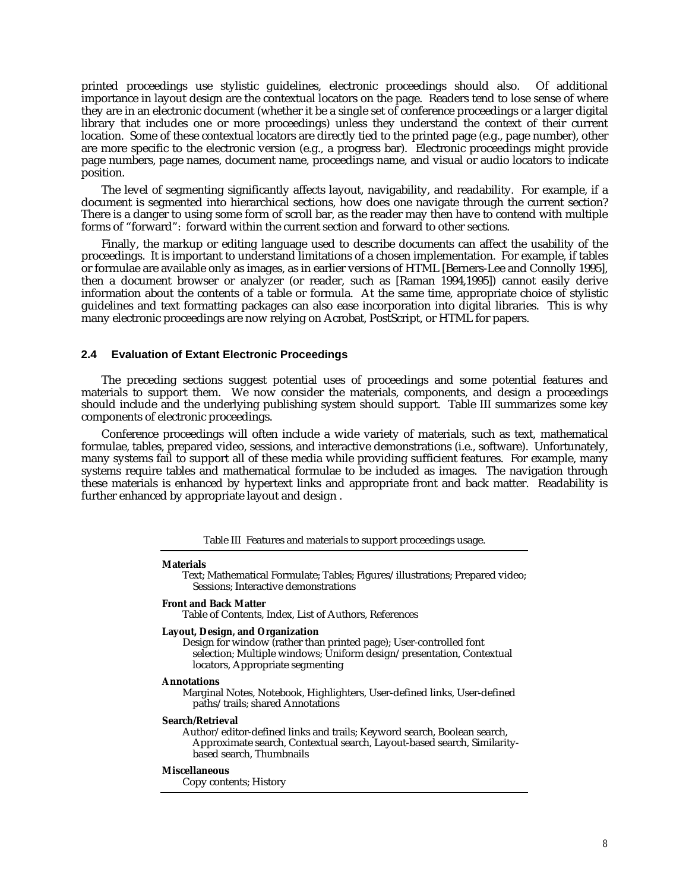printed proceedings use stylistic guidelines, electronic proceedings should also. Of additional importance in layout design are the contextual locators on the page. Readers tend to lose sense of where they are in an electronic document (whether it be a single set of conference proceedings or a larger digital library that includes one or more proceedings) unless they understand the context of their current location. Some of these contextual locators are directly tied to the printed page (e.g., page number), other are more specific to the electronic version (e.g., a progress bar). Electronic proceedings might provide page numbers, page names, document name, proceedings name, and visual or audio locators to indicate position.

The level of segmenting significantly affects layout, navigability, and readability. For example, if a document is segmented into hierarchical sections, how does one navigate through the current section? There is a danger to using some form of scroll bar, as the reader may then have to contend with multiple forms of "forward": forward within the current section and forward to other sections.

Finally, the markup or editing language used to describe documents can affect the usability of the proceedings. It is important to understand limitations of a chosen implementation. For example, if tables or formulae are available only as images, as in earlier versions of HTML [Berners-Lee and Connolly 1995], then a document browser or analyzer (or reader, such as [Raman 1994,1995]) cannot easily derive information about the contents of a table or formula. At the same time, appropriate choice of stylistic guidelines and text formatting packages can also ease incorporation into digital libraries. This is why many electronic proceedings are now relying on Acrobat, PostScript, or HTML for papers.

### 2.4 Evaluation of Extant Electronic Proceedings

The preceding sections suggest potential uses of proceedings and some potential features and materials to support them. We now consider the materials, components, and design a proceedings should include and the underlying publishing system should support. Table III summarizes some key components of electronic proceedings.

Conference proceedings will often include a wide variety of materials, such as text, mathematical formulae, tables, prepared video, sessions, and interactive demonstrations (i.e., software). Unfortunately, many systems fail to support all of these media while providing sufficient features. For example, many systems require tables and mathematical formulae to be included as images. The navigation through these materials is enhanced by hypertext links and appropriate front and back matter. Readability is further enhanced by appropriate layout and design .

Table III Features and materials to support proceedings usage.

**Materials**
Text; Mathematical Formulate; Tables; Figures/illustrations; Prepared video; Sessions; Interactive demonstrations

**Front and Back Matter**
Table of Contents, Index, List of Authors, References

**Layout, Design, and Organization**
Design for window (rather than printed page); User-controlled font selection; Multiple windows; Uniform design/presentation, Contextual locators, Appropriate segmenting

**Annotations**
Marginal Notes, Notebook, Highlighters, User-defined links, User-defined paths/trails; shared Annotations

**Search/Retrieval**
Author/editor-defined links and trails; Keyword search, Boolean search, Approximate search, Contextual search, Layout-based search, Similarity-based search, Thumbnails

**Miscellaneous**
Copy contents; History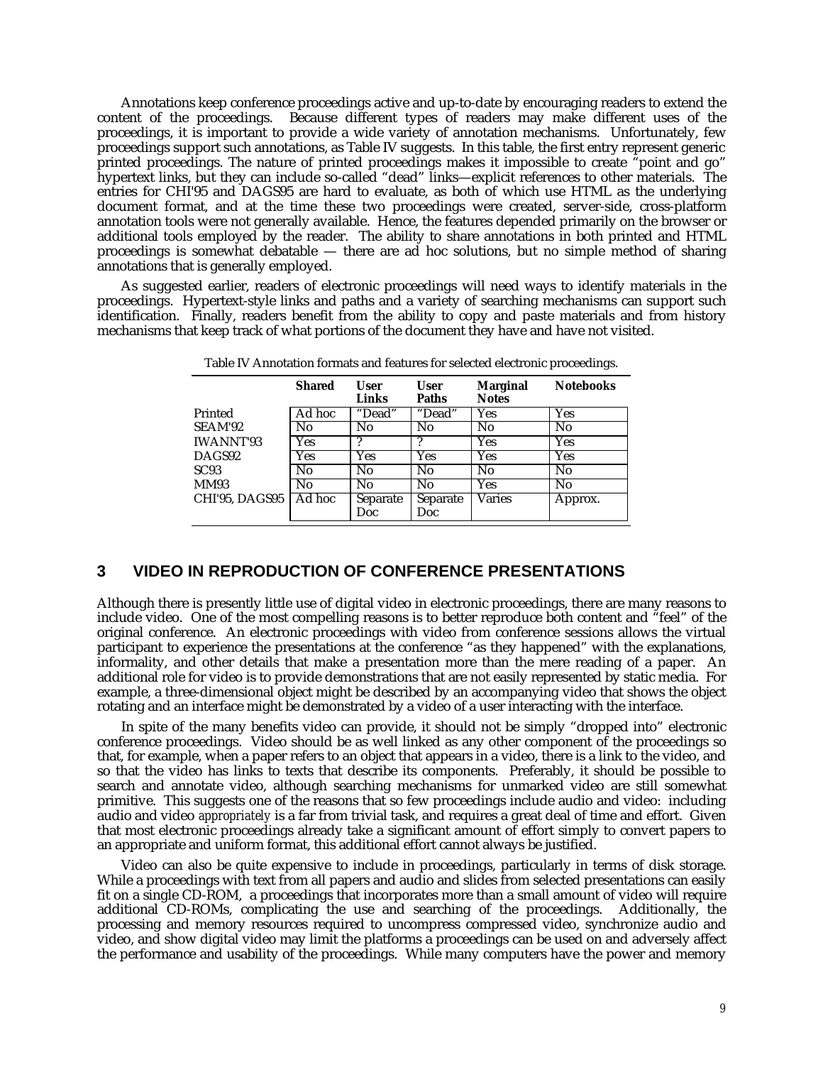Annotations keep conference proceedings active and up-to-date by encouraging readers to extend the content of the proceedings. Because different types of readers may make different uses of the proceedings, it is important to provide a wide variety of annotation mechanisms. Unfortunately, few proceedings support such annotations, as Table IV suggests. In this table, the first entry represent generic printed proceedings. The nature of printed proceedings makes it impossible to create "point and go" hypertext links, but they can include so-called "dead" links—explicit references to other materials. The entries for CHI'95 and DAGS95 are hard to evaluate, as both of which use HTML as the underlying document format, and at the time these two proceedings were created, server-side, cross-platform annotation tools were not generally available. Hence, the features depended primarily on the browser or additional tools employed by the reader. The ability to share annotations in both printed and HTML proceedings is somewhat debatable — there are ad hoc solutions, but no simple method of sharing annotations that is generally employed.

As suggested earlier, readers of electronic proceedings will need ways to identify materials in the proceedings. Hypertext-style links and paths and a variety of searching mechanisms can support such identification. Finally, readers benefit from the ability to copy and paste materials and from history mechanisms that keep track of what portions of the document they have and have not visited.

Table IV Annotation formats and features for selected electronic proceedings.

| | Shared | User Links | User Paths | Marginal Notes | Notebooks |
|---|---|---|---|---|---|
| Printed | Ad hoc | "Dead" | "Dead" | Yes | Yes |
| SEAM'92 | No | No | No | No | No |
| IWANNT'93 | Yes | ? | ? | Yes | Yes |
| DAGS92 | Yes | Yes | Yes | Yes | Yes |
| SC93 | No | No | No | No | No |
| MM93 | No | No | No | Yes | No |
| CHI'95, DAGS95 | Ad hoc | Separate Doc | Separate Doc | Varies | Approx. |

## 3 VIDEO IN REPRODUCTION OF CONFERENCE PRESENTATIONS

Although there is presently little use of digital video in electronic proceedings, there are many reasons to include video. One of the most compelling reasons is to better reproduce both content and "feel" of the original conference. An electronic proceedings with video from conference sessions allows the virtual participant to experience the presentations at the conference "as they happened" with the explanations, informality, and other details that make a presentation more than the mere reading of a paper. An additional role for video is to provide demonstrations that are not easily represented by static media. For example, a three-dimensional object might be described by an accompanying video that shows the object rotating and an interface might be demonstrated by a video of a user interacting with the interface.

In spite of the many benefits video can provide, it should not be simply "dropped into" electronic conference proceedings. Video should be as well linked as any other component of the proceedings so that, for example, when a paper refers to an object that appears in a video, there is a link to the video, and so that the video has links to texts that describe its components. Preferably, it should be possible to search and annotate video, although searching mechanisms for unmarked video are still somewhat primitive. This suggests one of the reasons that so few proceedings include audio and video: including audio and video *appropriately* is a far from trivial task, and requires a great deal of time and effort. Given that most electronic proceedings already take a significant amount of effort simply to convert papers to an appropriate and uniform format, this additional effort cannot always be justified.

Video can also be quite expensive to include in proceedings, particularly in terms of disk storage. While a proceedings with text from all papers and audio and slides from selected presentations can easily fit on a single CD-ROM, a proceedings that incorporates more than a small amount of video will require additional CD-ROMs, complicating the use and searching of the proceedings. Additionally, the processing and memory resources required to uncompress compressed video, synchronize audio and video, and show digital video may limit the platforms a proceedings can be used on and adversely affect the performance and usability of the proceedings. While many computers have the power and memory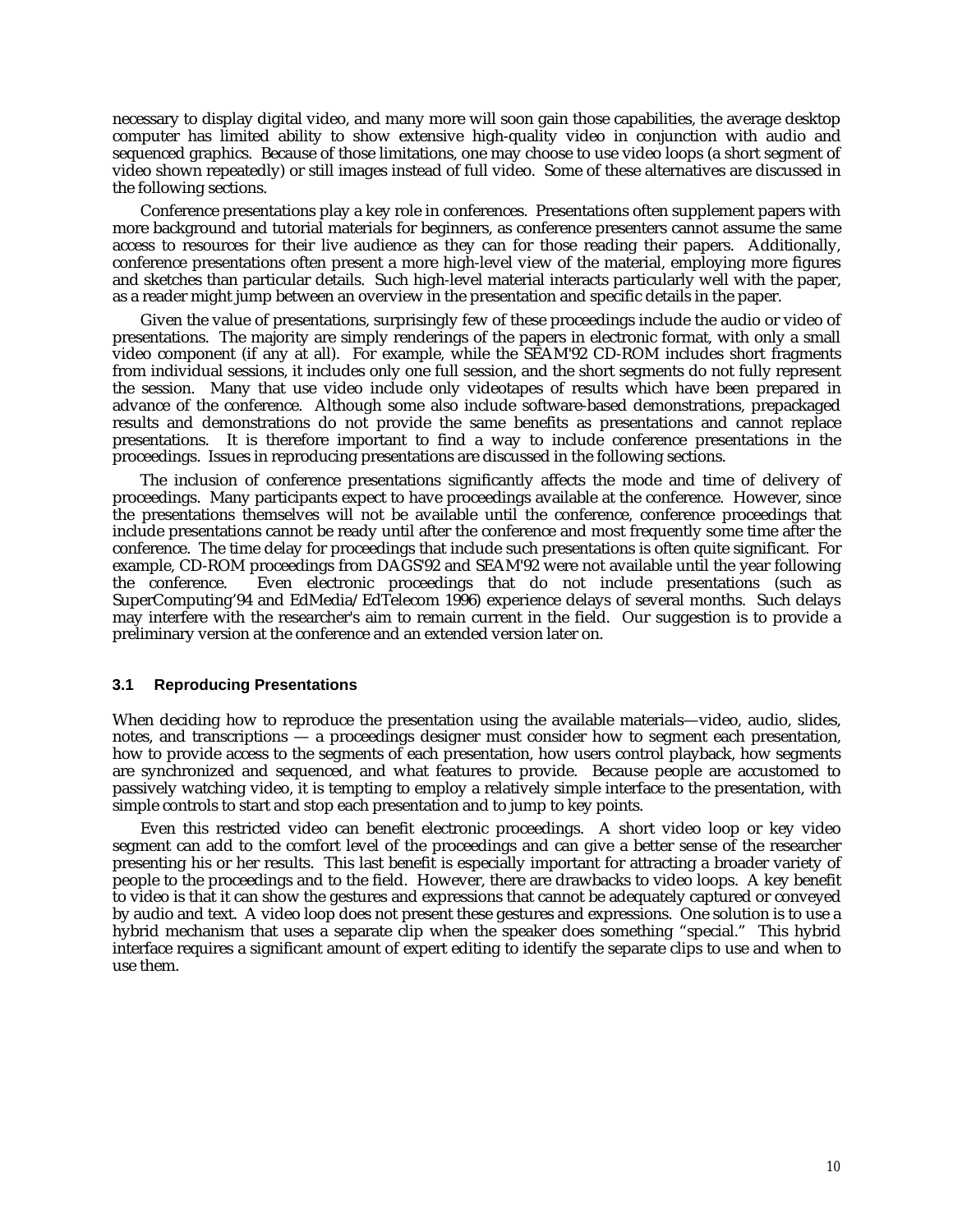necessary to display digital video, and many more will soon gain those capabilities, the average desktop computer has limited ability to show extensive high-quality video in conjunction with audio and sequenced graphics. Because of those limitations, one may choose to use video loops (a short segment of video shown repeatedly) or still images instead of full video. Some of these alternatives are discussed in the following sections.

Conference presentations play a key role in conferences. Presentations often supplement papers with more background and tutorial materials for beginners, as conference presenters cannot assume the same access to resources for their live audience as they can for those reading their papers. Additionally, conference presentations often present a more high-level view of the material, employing more figures and sketches than particular details. Such high-level material interacts particularly well with the paper, as a reader might jump between an overview in the presentation and specific details in the paper.

Given the value of presentations, surprisingly few of these proceedings include the audio or video of presentations. The majority are simply renderings of the papers in electronic format, with only a small video component (if any at all). For example, while the SEAM'92 CD-ROM includes short fragments from individual sessions, it includes only one full session, and the short segments do not fully represent the session. Many that use video include only videotapes of results which have been prepared in advance of the conference. Although some also include software-based demonstrations, prepackaged results and demonstrations do not provide the same benefits as presentations and cannot replace presentations. It is therefore important to find a way to include conference presentations in the proceedings. Issues in reproducing presentations are discussed in the following sections.

The inclusion of conference presentations significantly affects the mode and time of delivery of proceedings. Many participants expect to have proceedings available at the conference. However, since the presentations themselves will not be available until the conference, conference proceedings that include presentations cannot be ready until after the conference and most frequently some time after the conference. The time delay for proceedings that include such presentations is often quite significant. For example, CD-ROM proceedings from DAGS'92 and SEAM'92 were not available until the year following the conference. Even electronic proceedings that do not include presentations (such as SuperComputing'94 and EdMedia/EdTelecom 1996) experience delays of several months. Such delays may interfere with the researcher's aim to remain current in the field. Our suggestion is to provide a preliminary version at the conference and an extended version later on.

### 3.1 Reproducing Presentations

When deciding how to reproduce the presentation using the available materials—video, audio, slides, notes, and transcriptions — a proceedings designer must consider how to segment each presentation, how to provide access to the segments of each presentation, how users control playback, how segments are synchronized and sequenced, and what features to provide. Because people are accustomed to passively watching video, it is tempting to employ a relatively simple interface to the presentation, with simple controls to start and stop each presentation and to jump to key points.

Even this restricted video can benefit electronic proceedings. A short video loop or key video segment can add to the comfort level of the proceedings and can give a better sense of the researcher presenting his or her results. This last benefit is especially important for attracting a broader variety of people to the proceedings and to the field. However, there are drawbacks to video loops. A key benefit to video is that it can show the gestures and expressions that cannot be adequately captured or conveyed by audio and text. A video loop does not present these gestures and expressions. One solution is to use a hybrid mechanism that uses a separate clip when the speaker does something "special." This hybrid interface requires a significant amount of expert editing to identify the separate clips to use and when to use them.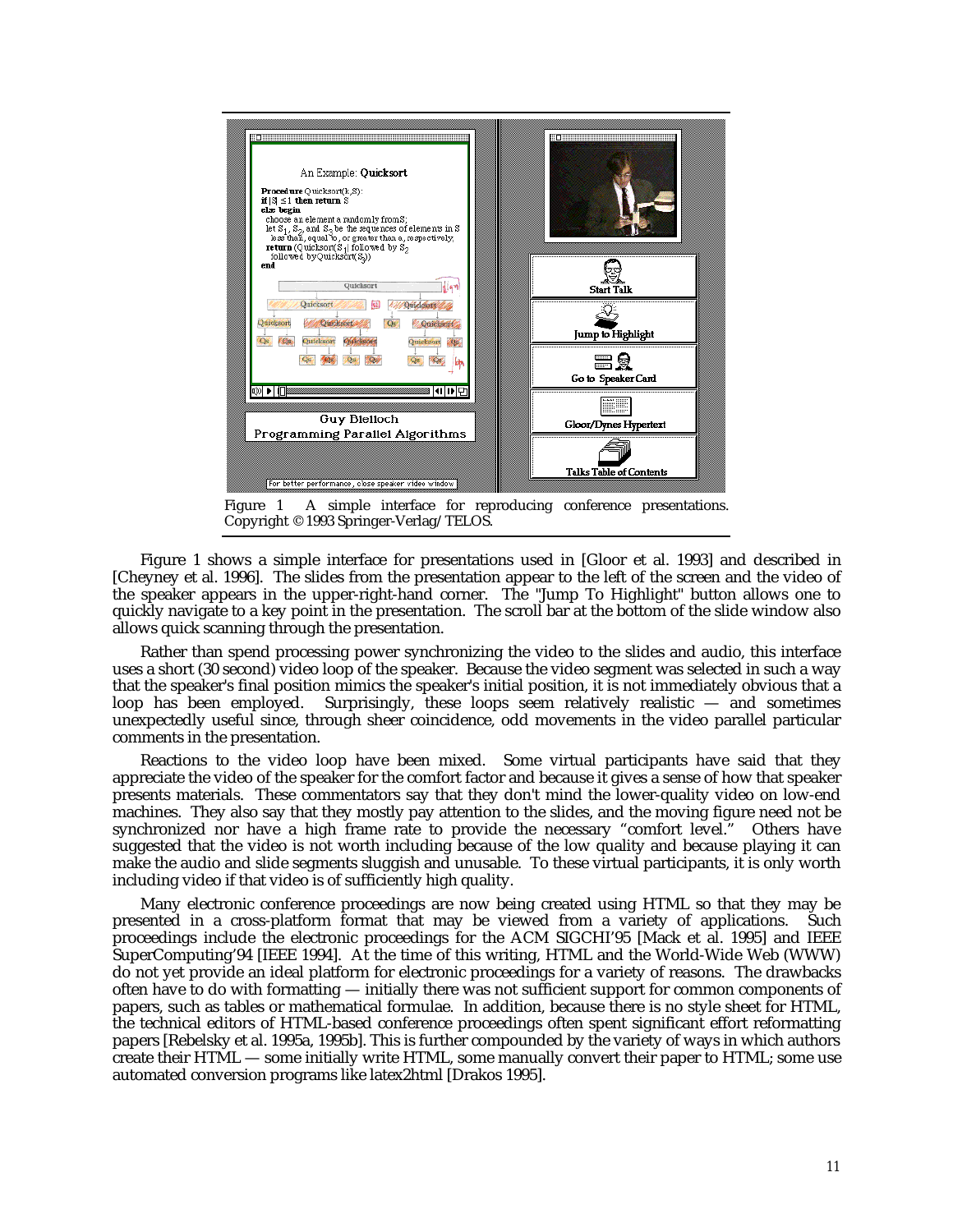Figure 1 A simple interface for reproducing conference presentations. Copyright © 1993 Springer-Verlag/TELOS.

Figure 1 shows a simple interface for presentations used in [Gloor et al. 1993] and described in [Cheyney et al. 1996]. The slides from the presentation appear to the left of the screen and the video of the speaker appears in the upper-right-hand corner. The "Jump To Highlight" button allows one to quickly navigate to a key point in the presentation. The scroll bar at the bottom of the slide window also allows quick scanning through the presentation.

Rather than spend processing power synchronizing the video to the slides and audio, this interface uses a short (30 second) video loop of the speaker. Because the video segment was selected in such a way that the speaker's final position mimics the speaker's initial position, it is not immediately obvious that a loop has been employed. Surprisingly, these loops seem relatively realistic — and sometimes unexpectedly useful since, through sheer coincidence, odd movements in the video parallel particular comments in the presentation.

Reactions to the video loop have been mixed. Some virtual participants have said that they appreciate the video of the speaker for the comfort factor and because it gives a sense of how that speaker presents materials. These commentators say that they don't mind the lower-quality video on low-end machines. They also say that they mostly pay attention to the slides, and the moving figure need not be synchronized nor have a high frame rate to provide the necessary "comfort level." Others have suggested that the video is not worth including because of the low quality and because playing it can make the audio and slide segments sluggish and unusable. To these virtual participants, it is only worth including video if that video is of sufficiently high quality.

Many electronic conference proceedings are now being created using HTML so that they may be presented in a cross-platform format that may be viewed from a variety of applications. Such proceedings include the electronic proceedings for the ACM SIGCHI'95 [Mack et al. 1995] and IEEE SuperComputing'94 [IEEE 1994]. At the time of this writing, HTML and the World-Wide Web (WWW) do not yet provide an ideal platform for electronic proceedings for a variety of reasons. The drawbacks often have to do with formatting — initially there was not sufficient support for common components of papers, such as tables or mathematical formulae. In addition, because there is no style sheet for HTML, the technical editors of HTML-based conference proceedings often spent significant effort reformatting papers [Rebelsky et al. 1995a, 1995b]. This is further compounded by the variety of ways in which authors create their HTML — some initially write HTML, some manually convert their paper to HTML; some use automated conversion programs like latex2html [Drakos 1995].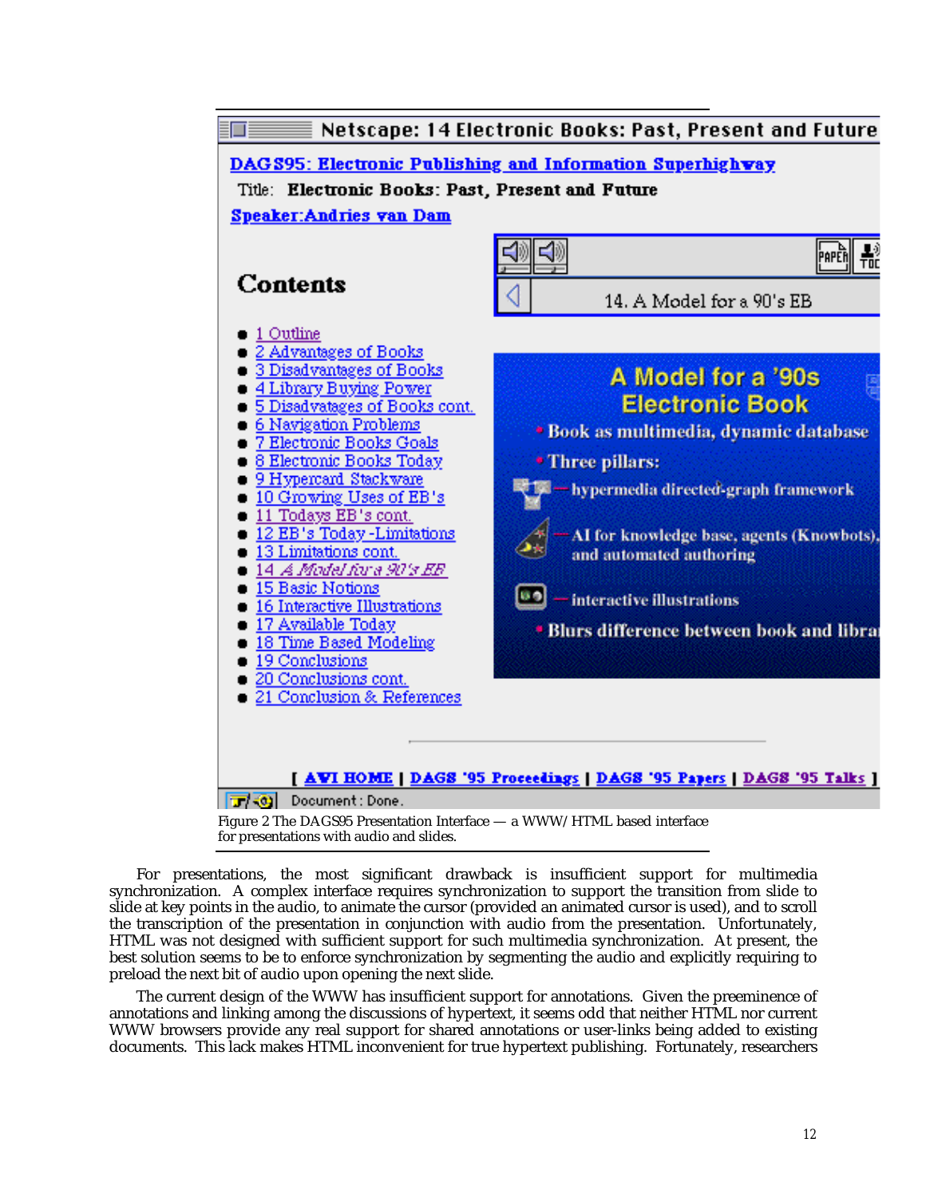Figure 2 The DAGS95 Presentation Interface — a WWW/HTML based interface for presentations with audio and slides.

For presentations, the most significant drawback is insufficient support for multimedia synchronization. A complex interface requires synchronization to support the transition from slide to slide at key points in the audio, to animate the cursor (provided an animated cursor is used), and to scroll the transcription of the presentation in conjunction with audio from the presentation. Unfortunately, HTML was not designed with sufficient support for such multimedia synchronization. At present, the best solution seems to be to enforce synchronization by segmenting the audio and explicitly requiring to preload the next bit of audio upon opening the next slide.

The current design of the WWW has insufficient support for annotations. Given the preeminence of annotations and linking among the discussions of hypertext, it seems odd that neither HTML nor current WWW browsers provide any real support for shared annotations or user-links being added to existing documents. This lack makes HTML inconvenient for true hypertext publishing. Fortunately, researchers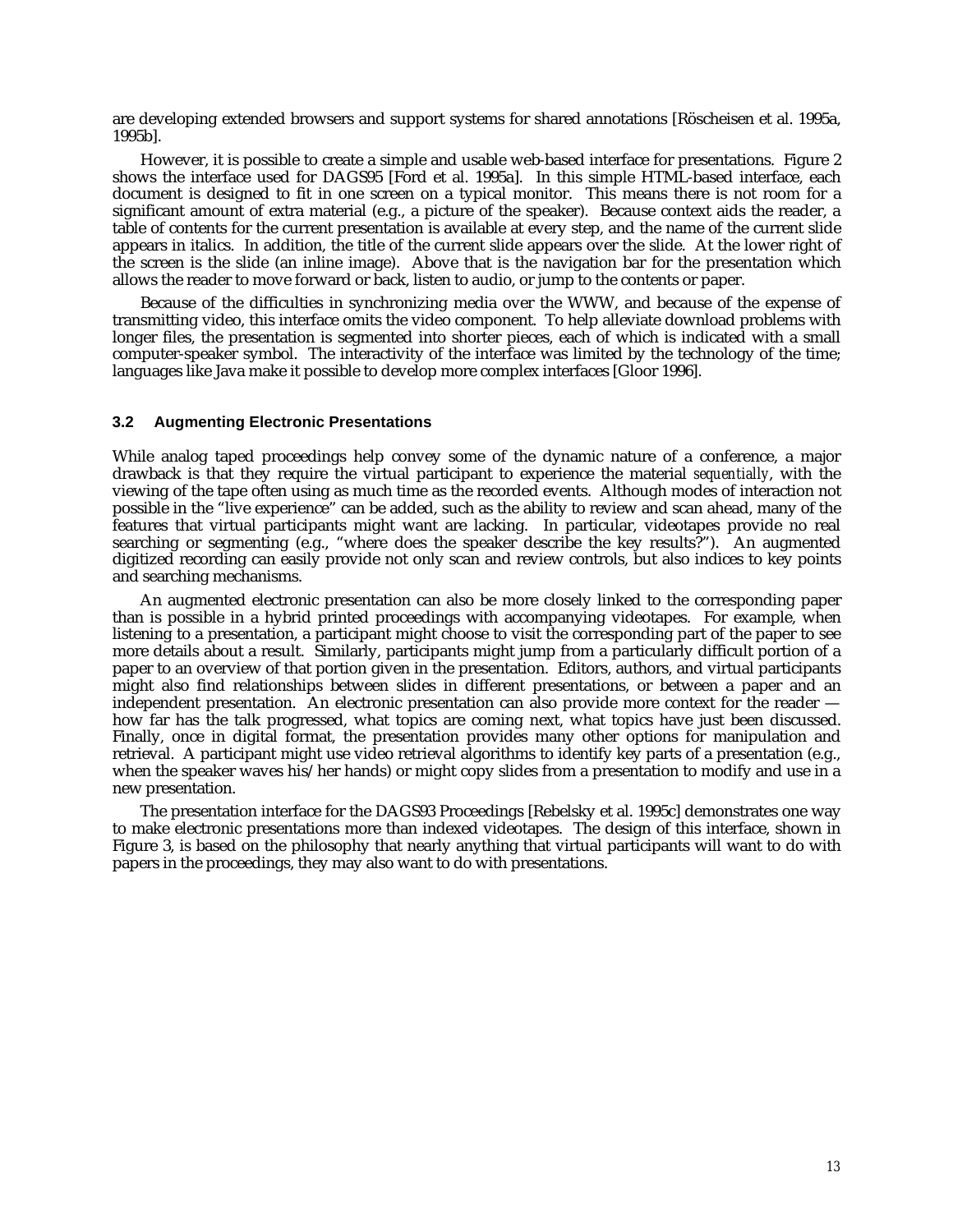are developing extended browsers and support systems for shared annotations [Röscheisen et al. 1995a, 1995b].

However, it is possible to create a simple and usable web-based interface for presentations. Figure 2 shows the interface used for DAGS95 [Ford et al. 1995a]. In this simple HTML-based interface, each document is designed to fit in one screen on a typical monitor. This means there is not room for a significant amount of extra material (e.g., a picture of the speaker). Because context aids the reader, a table of contents for the current presentation is available at every step, and the name of the current slide appears in italics. In addition, the title of the current slide appears over the slide. At the lower right of the screen is the slide (an inline image). Above that is the navigation bar for the presentation which allows the reader to move forward or back, listen to audio, or jump to the contents or paper.

Because of the difficulties in synchronizing media over the WWW, and because of the expense of transmitting video, this interface omits the video component. To help alleviate download problems with longer files, the presentation is segmented into shorter pieces, each of which is indicated with a small computer-speaker symbol. The interactivity of the interface was limited by the technology of the time; languages like Java make it possible to develop more complex interfaces [Gloor 1996].

### 3.2 Augmenting Electronic Presentations

While analog taped proceedings help convey some of the dynamic nature of a conference, a major drawback is that they require the virtual participant to experience the material *sequentially*, with the viewing of the tape often using as much time as the recorded events. Although modes of interaction not possible in the "live experience" can be added, such as the ability to review and scan ahead, many of the features that virtual participants might want are lacking. In particular, videotapes provide no real searching or segmenting (e.g., "where does the speaker describe the key results?"). An augmented digitized recording can easily provide not only scan and review controls, but also indices to key points and searching mechanisms.

An augmented electronic presentation can also be more closely linked to the corresponding paper than is possible in a hybrid printed proceedings with accompanying videotapes. For example, when listening to a presentation, a participant might choose to visit the corresponding part of the paper to see more details about a result. Similarly, participants might jump from a particularly difficult portion of a paper to an overview of that portion given in the presentation. Editors, authors, and virtual participants might also find relationships between slides in different presentations, or between a paper and an independent presentation. An electronic presentation can also provide more context for the reader — how far has the talk progressed, what topics are coming next, what topics have just been discussed. Finally, once in digital format, the presentation provides many other options for manipulation and retrieval. A participant might use video retrieval algorithms to identify key parts of a presentation (e.g., when the speaker waves his/her hands) or might copy slides from a presentation to modify and use in a new presentation.

The presentation interface for the DAGS93 Proceedings [Rebelsky et al. 1995c] demonstrates one way to make electronic presentations more than indexed videotapes. The design of this interface, shown in Figure 3, is based on the philosophy that nearly anything that virtual participants will want to do with papers in the proceedings, they may also want to do with presentations.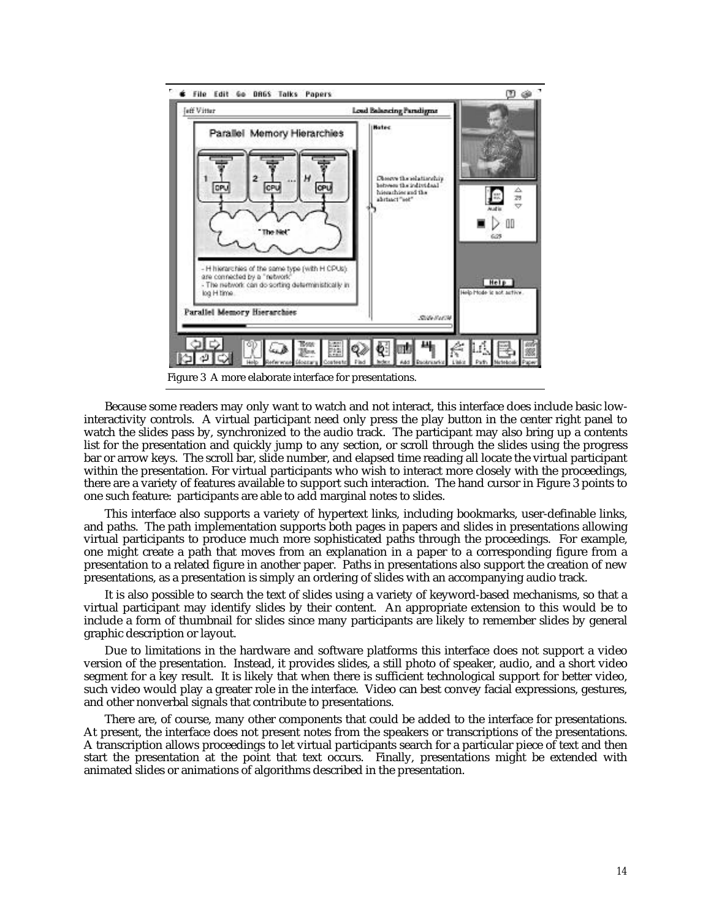Figure 3 A more elaborate interface for presentations.

Because some readers may only want to watch and not interact, this interface does include basic low-interactivity controls. A virtual participant need only press the play button in the center right panel to watch the slides pass by, synchronized to the audio track. The participant may also bring up a contents list for the presentation and quickly jump to any section, or scroll through the slides using the progress bar or arrow keys. The scroll bar, slide number, and elapsed time reading all locate the virtual participant within the presentation. For virtual participants who wish to interact more closely with the proceedings, there are a variety of features available to support such interaction. The hand cursor in Figure 3 points to one such feature: participants are able to add marginal notes to slides.

This interface also supports a variety of hypertext links, including bookmarks, user-definable links, and paths. The path implementation supports both pages in papers and slides in presentations allowing virtual participants to produce much more sophisticated paths through the proceedings. For example, one might create a path that moves from an explanation in a paper to a corresponding figure from a presentation to a related figure in another paper. Paths in presentations also support the creation of new presentations, as a presentation is simply an ordering of slides with an accompanying audio track.

It is also possible to search the text of slides using a variety of keyword-based mechanisms, so that a virtual participant may identify slides by their content. An appropriate extension to this would be to include a form of thumbnail for slides since many participants are likely to remember slides by general graphic description or layout.

Due to limitations in the hardware and software platforms this interface does not support a video version of the presentation. Instead, it provides slides, a still photo of speaker, audio, and a short video segment for a key result. It is likely that when there is sufficient technological support for better video, such video would play a greater role in the interface. Video can best convey facial expressions, gestures, and other nonverbal signals that contribute to presentations.

There are, of course, many other components that could be added to the interface for presentations. At present, the interface does not present notes from the speakers or transcriptions of the presentations. A transcription allows proceedings to let virtual participants search for a particular piece of text and then start the presentation at the point that text occurs. Finally, presentations might be extended with animated slides or animations of algorithms described in the presentation.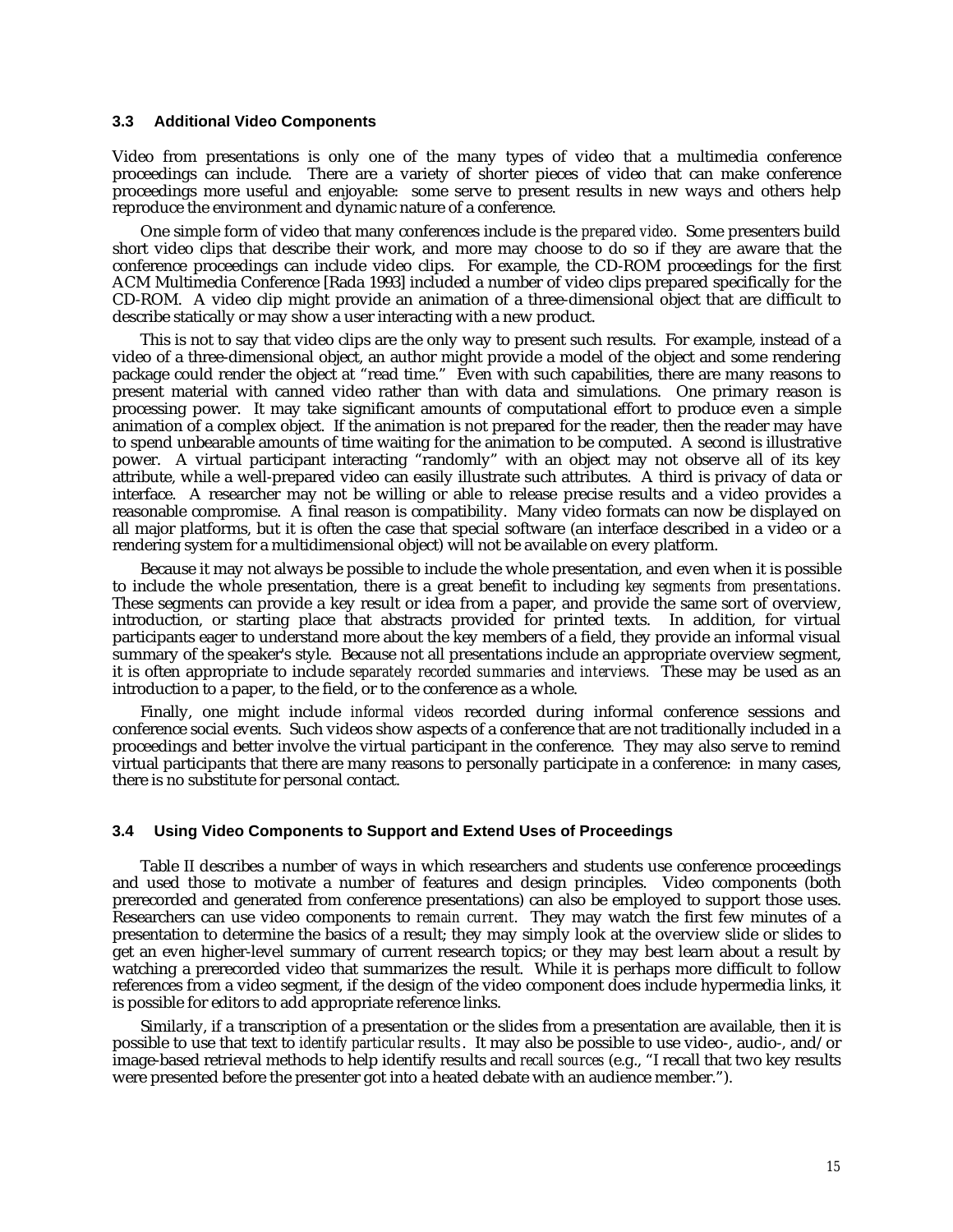### 3.3 Additional Video Components

Video from presentations is only one of the many types of video that a multimedia conference proceedings can include. There are a variety of shorter pieces of video that can make conference proceedings more useful and enjoyable: some serve to present results in new ways and others help reproduce the environment and dynamic nature of a conference.

One simple form of video that many conferences include is the *prepared video*. Some presenters build short video clips that describe their work, and more may choose to do so if they are aware that the conference proceedings can include video clips. For example, the CD-ROM proceedings for the first ACM Multimedia Conference [Rada 1993] included a number of video clips prepared specifically for the CD-ROM. A video clip might provide an animation of a three-dimensional object that are difficult to describe statically or may show a user interacting with a new product.

This is not to say that video clips are the only way to present such results. For example, instead of a video of a three-dimensional object, an author might provide a model of the object and some rendering package could render the object at "read time." Even with such capabilities, there are many reasons to present material with canned video rather than with data and simulations. One primary reason is processing power. It may take significant amounts of computational effort to produce even a simple animation of a complex object. If the animation is not prepared for the reader, then the reader may have to spend unbearable amounts of time waiting for the animation to be computed. A second is illustrative power. A virtual participant interacting "randomly" with an object may not observe all of its key attribute, while a well-prepared video can easily illustrate such attributes. A third is privacy of data or interface. A researcher may not be willing or able to release precise results and a video provides a reasonable compromise. A final reason is compatibility. Many video formats can now be displayed on all major platforms, but it is often the case that special software (an interface described in a video or a rendering system for a multidimensional object) will not be available on every platform.

Because it may not always be possible to include the whole presentation, and even when it is possible to include the whole presentation, there is a great benefit to including *key segments from presentations*. These segments can provide a key result or idea from a paper, and provide the same sort of overview, introduction, or starting place that abstracts provided for printed texts. In addition, for virtual participants eager to understand more about the key members of a field, they provide an informal visual summary of the speaker's style. Because not all presentations include an appropriate overview segment, it is often appropriate to include *separately recorded summaries and interviews*. These may be used as an introduction to a paper, to the field, or to the conference as a whole.

Finally, one might include *informal videos* recorded during informal conference sessions and conference social events. Such videos show aspects of a conference that are not traditionally included in a proceedings and better involve the virtual participant in the conference. They may also serve to remind virtual participants that there are many reasons to personally participate in a conference: in many cases, there is no substitute for personal contact.

### 3.4 Using Video Components to Support and Extend Uses of Proceedings

Table II describes a number of ways in which researchers and students use conference proceedings and used those to motivate a number of features and design principles. Video components (both prerecorded and generated from conference presentations) can also be employed to support those uses. Researchers can use video components to *remain current*. They may watch the first few minutes of a presentation to determine the basics of a result; they may simply look at the overview slide or slides to get an even higher-level summary of current research topics; or they may best learn about a result by watching a prerecorded video that summarizes the result. While it is perhaps more difficult to follow references from a video segment, if the design of the video component does include hypermedia links, it is possible for editors to add appropriate reference links.

Similarly, if a transcription of a presentation or the slides from a presentation are available, then it is possible to use that text to *identify particular results*. It may also be possible to use video-, audio-, and/or image-based retrieval methods to help identify results and *recall sources* (e.g., "I recall that two key results were presented before the presenter got into a heated debate with an audience member.").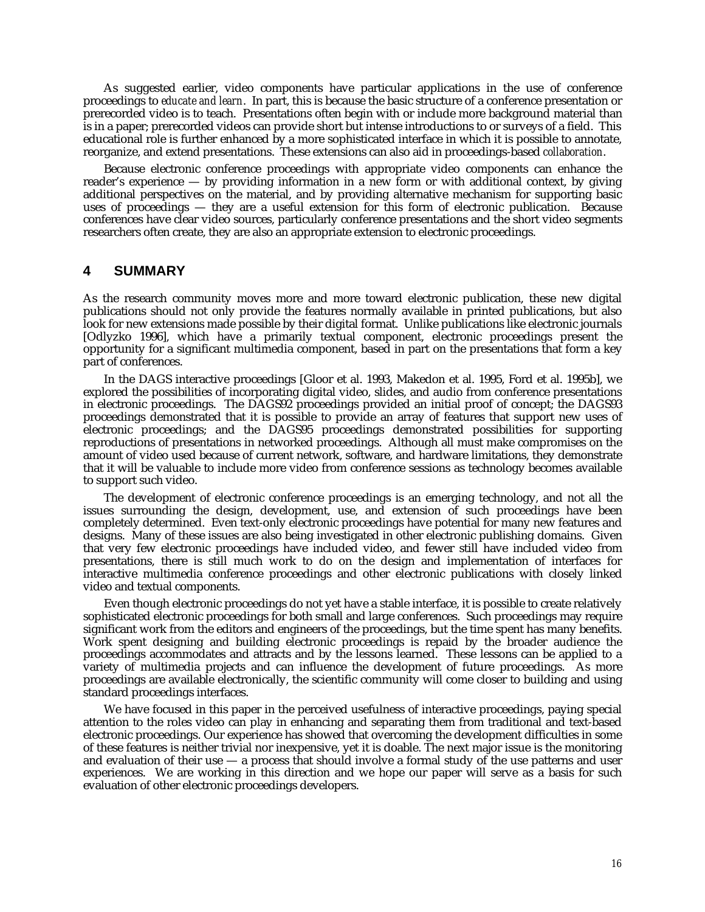As suggested earlier, video components have particular applications in the use of conference proceedings to *educate and learn*. In part, this is because the basic structure of a conference presentation or prerecorded video is to teach. Presentations often begin with or include more background material than is in a paper; prerecorded videos can provide short but intense introductions to or surveys of a field. This educational role is further enhanced by a more sophisticated interface in which it is possible to annotate, reorganize, and extend presentations. These extensions can also aid in proceedings-based *collaboration*.

Because electronic conference proceedings with appropriate video components can enhance the reader's experience — by providing information in a new form or with additional context, by giving additional perspectives on the material, and by providing alternative mechanism for supporting basic uses of proceedings — they are a useful extension for this form of electronic publication. Because conferences have clear video sources, particularly conference presentations and the short video segments researchers often create, they are also an appropriate extension to electronic proceedings.

## 4 SUMMARY

As the research community moves more and more toward electronic publication, these new digital publications should not only provide the features normally available in printed publications, but also look for new extensions made possible by their digital format. Unlike publications like electronic journals [Odlyzko 1996], which have a primarily textual component, electronic proceedings present the opportunity for a significant multimedia component, based in part on the presentations that form a key part of conferences.

In the DAGS interactive proceedings [Gloor et al. 1993, Makedon et al. 1995, Ford et al. 1995b], we explored the possibilities of incorporating digital video, slides, and audio from conference presentations in electronic proceedings. The DAGS92 proceedings provided an initial proof of concept; the DAGS93 proceedings demonstrated that it is possible to provide an array of features that support new uses of electronic proceedings; and the DAGS95 proceedings demonstrated possibilities for supporting reproductions of presentations in networked proceedings. Although all must make compromises on the amount of video used because of current network, software, and hardware limitations, they demonstrate that it will be valuable to include more video from conference sessions as technology becomes available to support such video.

The development of electronic conference proceedings is an emerging technology, and not all the issues surrounding the design, development, use, and extension of such proceedings have been completely determined. Even text-only electronic proceedings have potential for many new features and designs. Many of these issues are also being investigated in other electronic publishing domains. Given that very few electronic proceedings have included video, and fewer still have included video from presentations, there is still much work to do on the design and implementation of interfaces for interactive multimedia conference proceedings and other electronic publications with closely linked video and textual components.

Even though electronic proceedings do not yet have a stable interface, it is possible to create relatively sophisticated electronic proceedings for both small and large conferences. Such proceedings may require significant work from the editors and engineers of the proceedings, but the time spent has many benefits. Work spent designing and building electronic proceedings is repaid by the broader audience the proceedings accommodates and attracts and by the lessons learned. These lessons can be applied to a variety of multimedia projects and can influence the development of future proceedings. As more proceedings are available electronically, the scientific community will come closer to building and using standard proceedings interfaces.

We have focused in this paper in the perceived usefulness of interactive proceedings, paying special attention to the roles video can play in enhancing and separating them from traditional and text-based electronic proceedings. Our experience has showed that overcoming the development difficulties in some of these features is neither trivial nor inexpensive, yet it is doable. The next major issue is the monitoring and evaluation of their use — a process that should involve a formal study of the use patterns and user experiences. We are working in this direction and we hope our paper will serve as a basis for such evaluation of other electronic proceedings developers.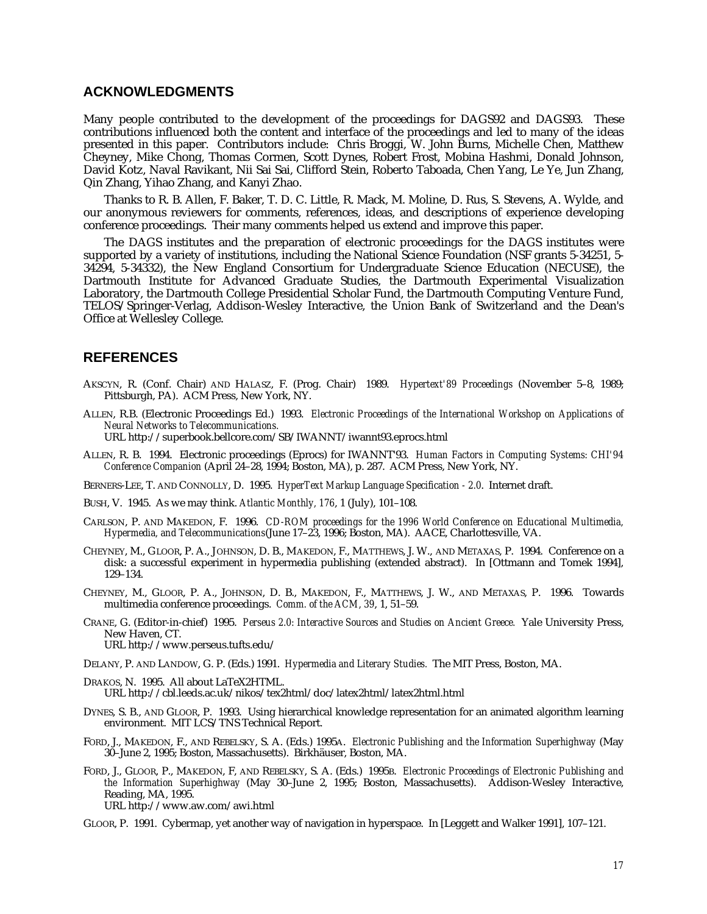## ACKNOWLEDGMENTS

Many people contributed to the development of the proceedings for DAGS92 and DAGS93. These contributions influenced both the content and interface of the proceedings and led to many of the ideas presented in this paper. Contributors include: Chris Broggi, W. John Burns, Michelle Chen, Matthew Cheyney, Mike Chong, Thomas Cormen, Scott Dynes, Robert Frost, Mobina Hashmi, Donald Johnson, David Kotz, Naval Ravikant, Nii Sai Sai, Clifford Stein, Roberto Taboada, Chen Yang, Le Ye, Jun Zhang, Qin Zhang, Yihao Zhang, and Kanyi Zhao.

Thanks to R. B. Allen, F. Baker, T. D. C. Little, R. Mack, M. Moline, D. Rus, S. Stevens, A. Wylde, and our anonymous reviewers for comments, references, ideas, and descriptions of experience developing conference proceedings. Their many comments helped us extend and improve this paper.

The DAGS institutes and the preparation of electronic proceedings for the DAGS institutes were supported by a variety of institutions, including the National Science Foundation (NSF grants 5-34251, 5-34294, 5-34332), the New England Consortium for Undergraduate Science Education (NECUSE), the Dartmouth Institute for Advanced Graduate Studies, the Dartmouth Experimental Visualization Laboratory, the Dartmouth College Presidential Scholar Fund, the Dartmouth Computing Venture Fund, TELOS/Springer-Verlag, Addison-Wesley Interactive, the Union Bank of Switzerland and the Dean's Office at Wellesley College.

## REFERENCES

AKSCYN, R. (Conf. Chair) AND HALASZ, F. (Prog. Chair) 1989. *Hypertext'89 Proceedings* (November 5–8, 1989; Pittsburgh, PA). ACM Press, New York, NY.

ALLEN, R.B. (Electronic Proceedings Ed.) 1993. *Electronic Proceedings of the International Workshop on Applications of Neural Networks to Telecommunications.*
URL http://superbook.bellcore.com/SB/IWANNT/iwannt93.eprocs.html

ALLEN, R. B. 1994. Electronic proceedings (Eprocs) for IWANNT'93. *Human Factors in Computing Systems: CHI'94 Conference Companion* (April 24–28, 1994; Boston, MA), p. 287. ACM Press, New York, NY.

BERNERS-LEE, T. AND CONNOLLY, D. 1995. *HyperText Markup Language Specification - 2.0*. Internet draft.

BUSH, V. 1945. As we may think. *Atlantic Monthly, 176*, 1 (July), 101–108.

CARLSON, P. AND MAKEDON, F. 1996. *CD-ROM proceedings for the 1996 World Conference on Educational Multimedia, Hypermedia, and Telecommunications*(June 17–23, 1996; Boston, MA). AACE, Charlottesville, VA.

CHEYNEY, M., GLOOR, P. A., JOHNSON, D. B., MAKEDON, F., MATTHEWS, J. W., AND METAXAS, P. 1994. Conference on a disk: a successful experiment in hypermedia publishing (extended abstract). In [Ottmann and Tomek 1994], 129–134.

CHEYNEY, M., GLOOR, P. A., JOHNSON, D. B., MAKEDON, F., MATTHEWS, J. W., AND METAXAS, P. 1996. Towards multimedia conference proceedings. *Comm. of the ACM, 39*, 1, 51–59.

CRANE, G. (Editor-in-chief) 1995. *Perseus 2.0: Interactive Sources and Studies on Ancient Greece.* Yale University Press, New Haven, CT.
URL http://www.perseus.tufts.edu/

DELANY, P. AND LANDOW, G. P. (Eds.) 1991. *Hypermedia and Literary Studies.* The MIT Press, Boston, MA.

DRAKOS, N. 1995. All about LaTeX2HTML.
URL http://cbl.leeds.ac.uk/nikos/tex2html/doc/latex2html/latex2html.html

DYNES, S. B., AND GLOOR, P. 1993. Using hierarchical knowledge representation for an animated algorithm learning environment. MIT LCS/TNS Technical Report.

FORD, J., MAKEDON, F., AND REBELSKY, S. A. (Eds.) 1995A. *Electronic Publishing and the Information Superhighway* (May 30–June 2, 1995; Boston, Massachusetts). Birkhäuser, Boston, MA.

FORD, J., GLOOR, P., MAKEDON, F, AND REBELSKY, S. A. (Eds.) 1995B. *Electronic Proceedings of Electronic Publishing and the Information Superhighway* (May 30–June 2, 1995; Boston, Massachusetts). Addison-Wesley Interactive, Reading, MA, 1995.
URL http://www.aw.com/awi.html

GLOOR, P. 1991. Cybermap, yet another way of navigation in hyperspace. In [Leggett and Walker 1991], 107–121.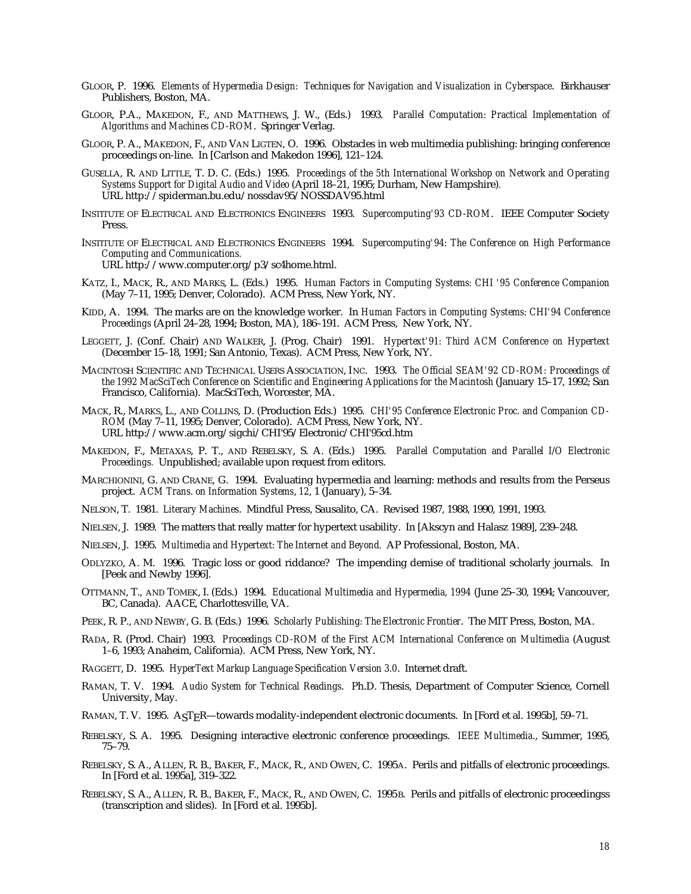GLOOR, P. 1996. *Elements of Hypermedia Design: Techniques for Navigation and Visualization in Cyberspace*. Birkhauser Publishers, Boston, MA.

GLOOR, P.A., MAKEDON, F., AND MATTHEWS, J. W., (Eds.) 1993. *Parallel Computation: Practical Implementation of Algorithms and Machines CD-ROM*. Springer Verlag.

GLOOR, P. A., MAKEDON, F., AND VAN LIGTEN, O. 1996. Obstacles in web multimedia publishing: bringing conference proceedings on-line. In [Carlson and Makedon 1996], 121–124.

GUSELLA, R. AND LITTLE, T. D. C. (Eds.) 1995. *Proceedings of the 5th International Workshop on Network and Operating Systems Support for Digital Audio and Video* (April 18–21, 1995; Durham, New Hampshire).
URL http://spiderman.bu.edu/nossdav95/NOSSDAV95.html

INSTITUTE OF ELECTRICAL AND ELECTRONICS ENGINEERS 1993. *Supercomputing'93 CD-ROM*. IEEE Computer Society Press.

INSTITUTE OF ELECTRICAL AND ELECTRONICS ENGINEERS 1994. *Supercomputing'94: The Conference on High Performance Computing and Communications.*
URL http://www.computer.org/p3/sc4home.html.

KATZ, I., MACK, R., AND MARKS, L. (Eds.) 1995. *Human Factors in Computing Systems: CHI '95 Conference Companion* (May 7–11, 1995; Denver, Colorado). ACM Press, New York, NY.

KIDD, A. 1994. The marks are on the knowledge worker. In *Human Factors in Computing Systems: CHI'94 Conference Proceedings* (April 24–28, 1994; Boston, MA), 186–191. ACM Press, New York, NY.

LEGGETT, J. (Conf. Chair) AND WALKER, J. (Prog. Chair) 1991. *Hypertext'91: Third ACM Conference on Hypertext* (December 15–18, 1991; San Antonio, Texas). ACM Press, New York, NY.

MACINTOSH SCIENTIFIC AND TECHNICAL USERS ASSOCIATION, INC. 1993. *The Official SEAM'92 CD-ROM: Proceedings of the 1992 MacSciTech Conference on Scientific and Engineering Applications for the Macintosh* (January 15–17, 1992; San Francisco, California). MacSciTech, Worcester, MA.

MACK, R., MARKS, L., AND COLLINS, D. (Production Eds.) 1995. *CHI'95 Conference Electronic Proc. and Companion CD-ROM* (May 7–11, 1995; Denver, Colorado). ACM Press, New York, NY.
URL http://www.acm.org/sigchi/CHI'95/Electronic/CHI'95cd.htm

MAKEDON, F., METAXAS, P. T., AND REBELSKY, S. A. (Eds.) 1995. *Parallel Computation and Parallel I/O Electronic Proceedings.* Unpublished; available upon request from editors.

MARCHIONINI, G. AND CRANE, G. 1994. Evaluating hypermedia and learning: methods and results from the Perseus project. *ACM Trans. on Information Systems*, *12*, 1 (January), 5–34.

NELSON, T. 1981. *Literary Machines*. Mindful Press, Sausalito, CA. Revised 1987, 1988, 1990, 1991, 1993.

NIELSEN, J. 1989. The matters that really matter for hypertext usability. In [Akscyn and Halasz 1989], 239–248.

NIELSEN, J. 1995. *Multimedia and Hypertext: The Internet and Beyond.* AP Professional, Boston, MA.

ODLYZKO, A. M. 1996. Tragic loss or good riddance? The impending demise of traditional scholarly journals. In [Peek and Newby 1996].

OTTMANN, T., AND TOMEK, I. (Eds.) 1994. *Educational Multimedia and Hypermedia, 1994* (June 25–30, 1994; Vancouver, BC, Canada). AACE, Charlottesville, VA.

PEEK, R. P., AND NEWBY, G. B. (Eds.) 1996. *Scholarly Publishing: The Electronic Frontier*. The MIT Press, Boston, MA.

RADA, R. (Prod. Chair) 1993. *Proceedings CD-ROM of the First ACM International Conference on Multimedia* (August 1–6, 1993; Anaheim, California). ACM Press, New York, NY.

RAGGETT, D. 1995. *HyperText Markup Language Specification Version 3.0*. Internet draft.

RAMAN, T. V. 1994. *Audio System for Technical Readings*. Ph.D. Thesis, Department of Computer Science, Cornell University, May.

RAMAN, T. V. 1995. ASTER—towards modality-independent electronic documents. In [Ford et al. 1995b], 59–71.

REBELSKY, S. A. 1995. Designing interactive electronic conference proceedings. *IEEE Multimedia*., Summer, 1995, 75–79.

REBELSKY, S. A., ALLEN, R. B., BAKER, F., MACK, R., AND OWEN, C. 1995A. Perils and pitfalls of electronic proceedings. In [Ford et al. 1995a], 319–322.

REBELSKY, S. A., ALLEN, R. B., BAKER, F., MACK, R., AND OWEN, C. 1995B. Perils and pitfalls of electronic proceedingss (transcription and slides). In [Ford et al. 1995b].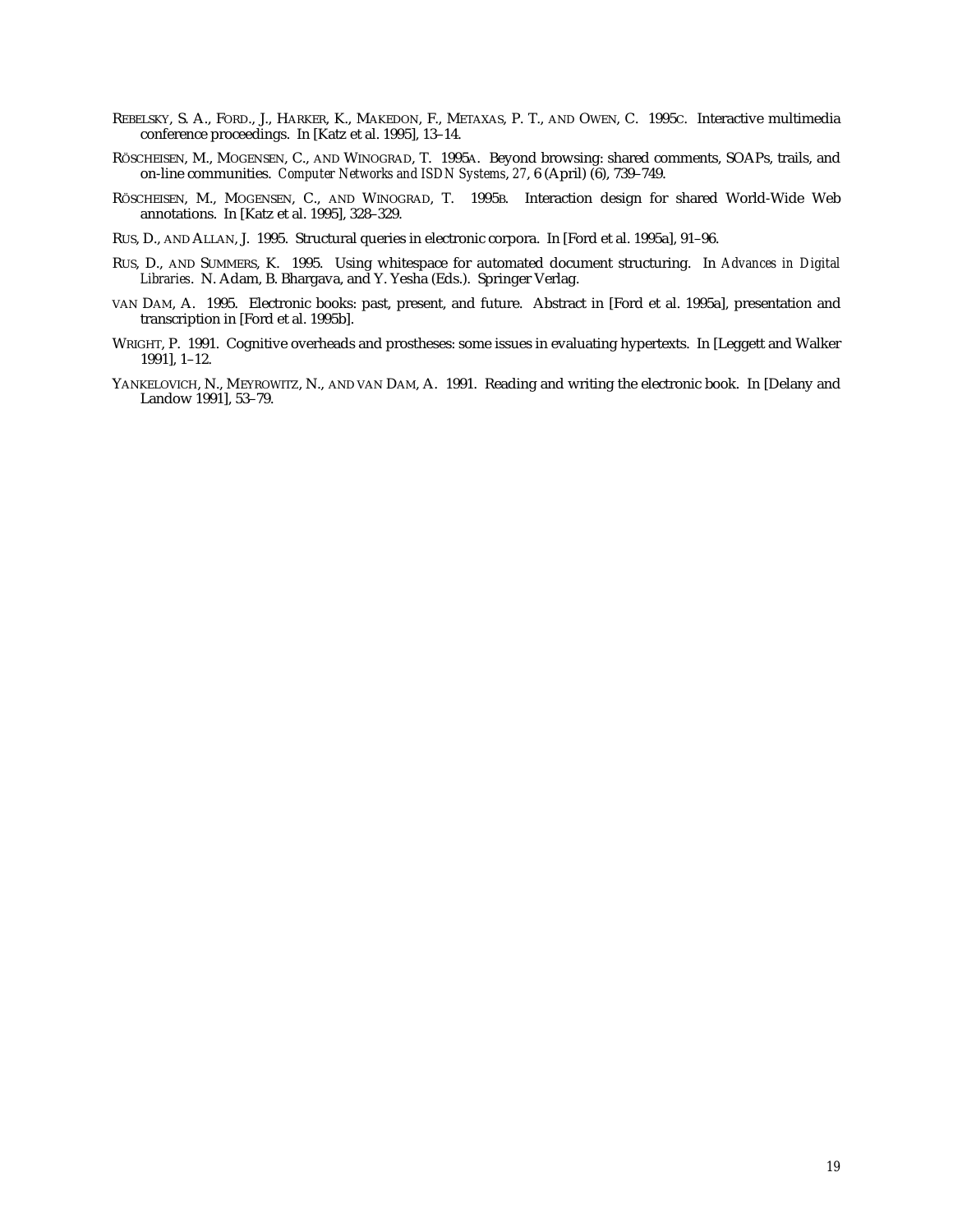REBELSKY, S. A., FORD., J., HARKER, K., MAKEDON, F., METAXAS, P. T., AND OWEN, C. 1995C. Interactive multimedia conference proceedings. In [Katz et al. 1995], 13–14.

RÖSCHEISEN, M., MOGENSEN, C., AND WINOGRAD, T. 1995A. Beyond browsing: shared comments, SOAPs, trails, and on-line communities. *Computer Networks and ISDN Systems*, *27*, 6 (April) (6), 739–749.

RÖSCHEISEN, M., MOGENSEN, C., AND WINOGRAD, T. 1995B. Interaction design for shared World-Wide Web annotations. In [Katz et al. 1995], 328–329.

RUS, D., AND ALLAN, J. 1995. Structural queries in electronic corpora. In [Ford et al. 1995a], 91–96.

RUS, D., AND SUMMERS, K. 1995. Using whitespace for automated document structuring. In *Advances in Digital Libraries*. N. Adam, B. Bhargava, and Y. Yesha (Eds.). Springer Verlag.

VAN DAM, A. 1995. Electronic books: past, present, and future. Abstract in [Ford et al. 1995a], presentation and transcription in [Ford et al. 1995b].

WRIGHT, P. 1991. Cognitive overheads and prostheses: some issues in evaluating hypertexts. In [Leggett and Walker 1991], 1–12.

YANKELOVICH, N., MEYROWITZ, N., AND VAN DAM, A. 1991. Reading and writing the electronic book. In [Delany and Landow 1991], 53–79.